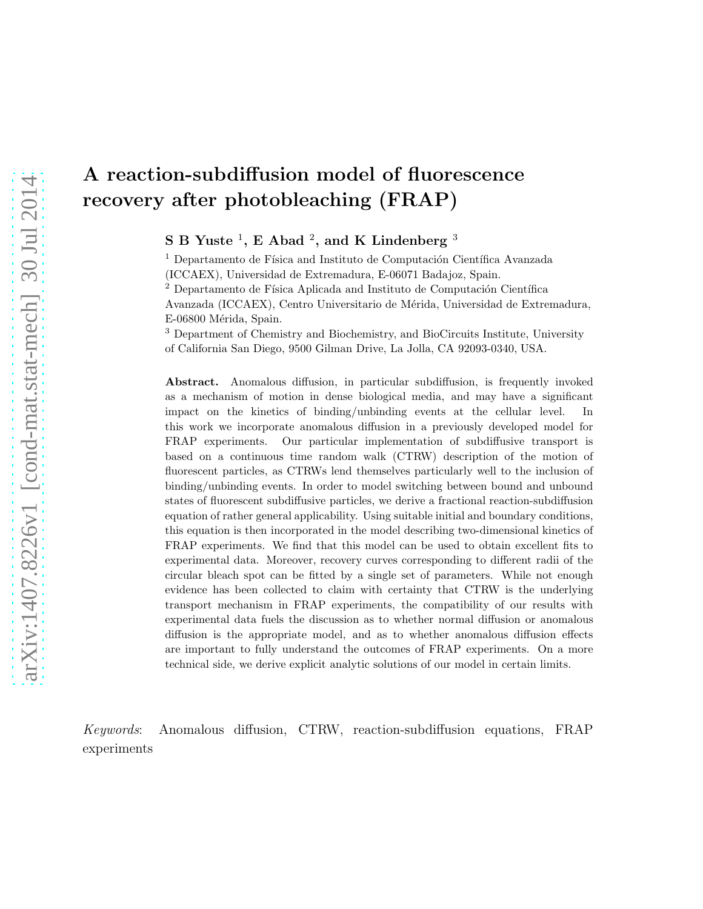# A reaction-subdiffusion model of fluorescence recovery after photobleaching (FRAP)

**S B Yuste [1], E Abad [2], and K Lindenberg [3]**

[1] Departamento de Física and Instituto de Computación Científica Avanzada (ICCAEX), Universidad de Extremadura, E-06071 Badajoz, Spain.

[2] Departamento de Física Aplicada and Instituto de Computación Científica Avanzada (ICCAEX), Centro Universitario de Mérida, Universidad de Extremadura, E-06800 Mérida, Spain.

[3] Department of Chemistry and Biochemistry, and BioCircuits Institute, University of California San Diego, 9500 Gilman Drive, La Jolla, CA 92093-0340, USA.

**Abstract.** Anomalous diffusion, in particular subdiffusion, is frequently invoked as a mechanism of motion in dense biological media, and may have a significant impact on the kinetics of binding/unbinding events at the cellular level. In this work we incorporate anomalous diffusion in a previously developed model for FRAP experiments. Our particular implementation of subdiffusive transport is based on a continuous time random walk (CTRW) description of the motion of fluorescent particles, as CTRWs lend themselves particularly well to the inclusion of binding/unbinding events. In order to model switching between bound and unbound states of fluorescent subdiffusive particles, we derive a fractional reaction-subdiffusion equation of rather general applicability. Using suitable initial and boundary conditions, this equation is then incorporated in the model describing two-dimensional kinetics of FRAP experiments. We find that this model can be used to obtain excellent fits to experimental data. Moreover, recovery curves corresponding to different radii of the circular bleach spot can be fitted by a single set of parameters. While not enough evidence has been collected to claim with certainty that CTRW is the underlying transport mechanism in FRAP experiments, the compatibility of our results with experimental data fuels the discussion as to whether normal diffusion or anomalous diffusion is the appropriate model, and as to whether anomalous diffusion effects are important to fully understand the outcomes of FRAP experiments. On a more technical side, we derive explicit analytic solutions of our model in certain limits.

*Keywords*: Anomalous diffusion, CTRW, reaction-subdiffusion equations, FRAP experiments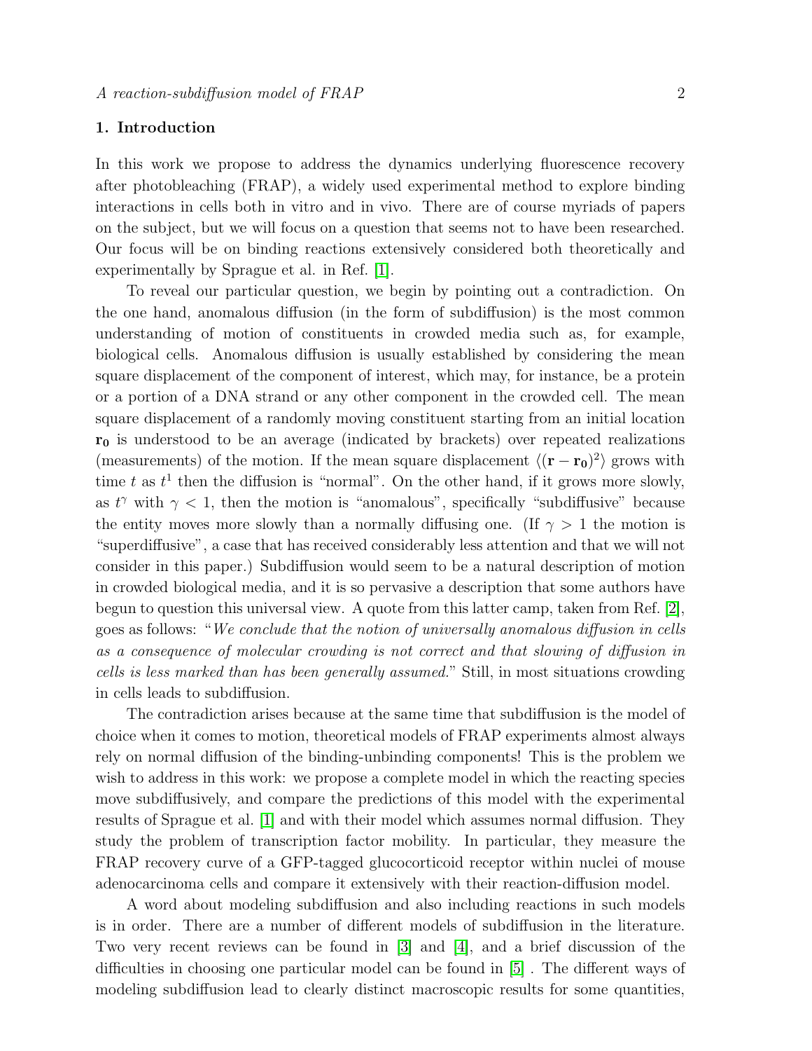## 1. Introduction

In this work we propose to address the dynamics underlying fluorescence recovery after photobleaching (FRAP), a widely used experimental method to explore binding interactions in cells both in vitro and in vivo. There are of course myriads of papers on the subject, but we will focus on a question that seems not to have been researched. Our focus will be on binding reactions extensively considered both theoretically and experimentally by Sprague et al. in Ref. [1].

To reveal our particular question, we begin by pointing out a contradiction. On the one hand, anomalous diffusion (in the form of subdiffusion) is the most common understanding of motion of constituents in crowded media such as, for example, biological cells. Anomalous diffusion is usually established by considering the mean square displacement of the component of interest, which may, for instance, be a protein or a portion of a DNA strand or any other component in the crowded cell. The mean square displacement of a randomly moving constituent starting from an initial location $\mathbf{r_0}$ is understood to be an average (indicated by brackets) over repeated realizations (measurements) of the motion. If the mean square displacement $\langle(\mathbf{r}-\mathbf{r_0})^2\rangle$ grows with time $t$ as $t^1$ then the diffusion is "normal". On the other hand, if it grows more slowly, as $t^\gamma$ with $\gamma < 1$, then the motion is "anomalous", specifically "subdiffusive" because the entity moves more slowly than a normally diffusing one. (If $\gamma > 1$ the motion is "superdiffusive", a case that has received considerably less attention and that we will not consider in this paper.) Subdiffusion would seem to be a natural description of motion in crowded biological media, and it is so pervasive a description that some authors have begun to question this universal view. A quote from this latter camp, taken from Ref. [2], goes as follows: "*We conclude that the notion of universally anomalous diffusion in cells as a consequence of molecular crowding is not correct and that slowing of diffusion in cells is less marked than has been generally assumed.*" Still, in most situations crowding in cells leads to subdiffusion.

The contradiction arises because at the same time that subdiffusion is the model of choice when it comes to motion, theoretical models of FRAP experiments almost always rely on normal diffusion of the binding-unbinding components! This is the problem we wish to address in this work: we propose a complete model in which the reacting species move subdiffusively, and compare the predictions of this model with the experimental results of Sprague et al. [1] and with their model which assumes normal diffusion. They study the problem of transcription factor mobility. In particular, they measure the FRAP recovery curve of a GFP-tagged glucocorticoid receptor within nuclei of mouse adenocarcinoma cells and compare it extensively with their reaction-diffusion model.

A word about modeling subdiffusion and also including reactions in such models is in order. There are a number of different models of subdiffusion in the literature. Two very recent reviews can be found in [3] and [4], and a brief discussion of the difficulties in choosing one particular model can be found in [5] . The different ways of modeling subdiffusion lead to clearly distinct macroscopic results for some quantities,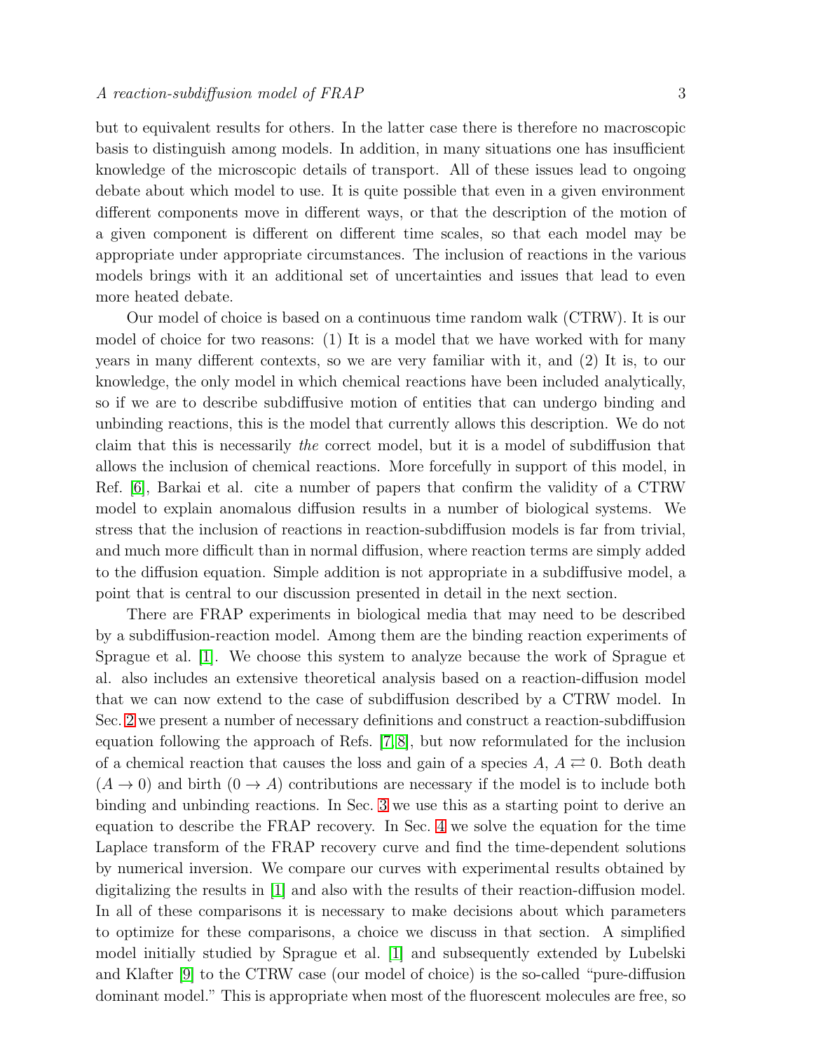but to equivalent results for others. In the latter case there is therefore no macroscopic basis to distinguish among models. In addition, in many situations one has insufficient knowledge of the microscopic details of transport. All of these issues lead to ongoing debate about which model to use. It is quite possible that even in a given environment different components move in different ways, or that the description of the motion of a given component is different on different time scales, so that each model may be appropriate under appropriate circumstances. The inclusion of reactions in the various models brings with it an additional set of uncertainties and issues that lead to even more heated debate.

Our model of choice is based on a continuous time random walk (CTRW). It is our model of choice for two reasons: (1) It is a model that we have worked with for many years in many different contexts, so we are very familiar with it, and (2) It is, to our knowledge, the only model in which chemical reactions have been included analytically, so if we are to describe subdiffusive motion of entities that can undergo binding and unbinding reactions, this is the model that currently allows this description. We do not claim that this is necessarily *the* correct model, but it is a model of subdiffusion that allows the inclusion of chemical reactions. More forcefully in support of this model, in Ref. [6], Barkai et al. cite a number of papers that confirm the validity of a CTRW model to explain anomalous diffusion results in a number of biological systems. We stress that the inclusion of reactions in reaction-subdiffusion models is far from trivial, and much more difficult than in normal diffusion, where reaction terms are simply added to the diffusion equation. Simple addition is not appropriate in a subdiffusive model, a point that is central to our discussion presented in detail in the next section.

There are FRAP experiments in biological media that may need to be described by a subdiffusion-reaction model. Among them are the binding reaction experiments of Sprague et al. [1]. We choose this system to analyze because the work of Sprague et al. also includes an extensive theoretical analysis based on a reaction-diffusion model that we can now extend to the case of subdiffusion described by a CTRW model. In Sec. 2 we present a number of necessary definitions and construct a reaction-subdiffusion equation following the approach of Refs. [7, 8], but now reformulated for the inclusion of a chemical reaction that causes the loss and gain of a species $A$, $A \rightleftarrows 0$. Both death ($A \to 0$) and birth ($0 \to A$) contributions are necessary if the model is to include both binding and unbinding reactions. In Sec. 3 we use this as a starting point to derive an equation to describe the FRAP recovery. In Sec. 4 we solve the equation for the time Laplace transform of the FRAP recovery curve and find the time-dependent solutions by numerical inversion. We compare our curves with experimental results obtained by digitalizing the results in [1] and also with the results of their reaction-diffusion model. In all of these comparisons it is necessary to make decisions about which parameters to optimize for these comparisons, a choice we discuss in that section. A simplified model initially studied by Sprague et al. [1] and subsequently extended by Lubelski and Klafter [9] to the CTRW case (our model of choice) is the so-called "pure-diffusion dominant model." This is appropriate when most of the fluorescent molecules are free, so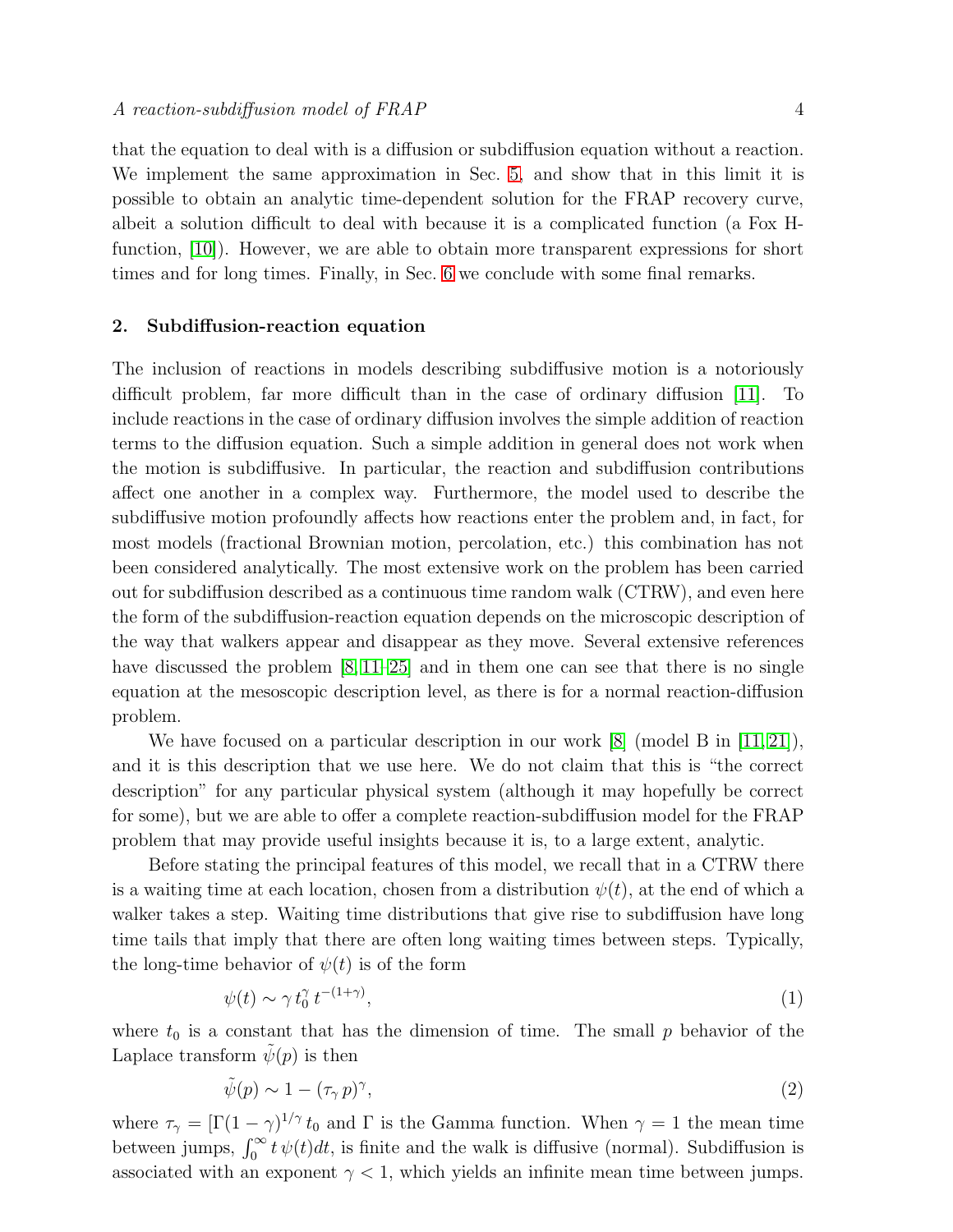that the equation to deal with is a diffusion or subdiffusion equation without a reaction. We implement the same approximation in Sec. 5, and show that in this limit it is possible to obtain an analytic time-dependent solution for the FRAP recovery curve, albeit a solution difficult to deal with because it is a complicated function (a Fox H-function, [10]). However, we are able to obtain more transparent expressions for short times and for long times. Finally, in Sec. 6 we conclude with some final remarks.

## 2. Subdiffusion-reaction equation

The inclusion of reactions in models describing subdiffusive motion is a notoriously difficult problem, far more difficult than in the case of ordinary diffusion [11]. To include reactions in the case of ordinary diffusion involves the simple addition of reaction terms to the diffusion equation. Such a simple addition in general does not work when the motion is subdiffusive. In particular, the reaction and subdiffusion contributions affect one another in a complex way. Furthermore, the model used to describe the subdiffusive motion profoundly affects how reactions enter the problem and, in fact, for most models (fractional Brownian motion, percolation, etc.) this combination has not been considered analytically. The most extensive work on the problem has been carried out for subdiffusion described as a continuous time random walk (CTRW), and even here the form of the subdiffusion-reaction equation depends on the microscopic description of the way that walkers appear and disappear as they move. Several extensive references have discussed the problem [8, 11–25] and in them one can see that there is no single equation at the mesoscopic description level, as there is for a normal reaction-diffusion problem.

We have focused on a particular description in our work [8] (model B in [11, 21]), and it is this description that we use here. We do not claim that this is "the correct description" for any particular physical system (although it may hopefully be correct for some), but we are able to offer a complete reaction-subdiffusion model for the FRAP problem that may provide useful insights because it is, to a large extent, analytic.

Before stating the principal features of this model, we recall that in a CTRW there is a waiting time at each location, chosen from a distribution $\psi(t)$, at the end of which a walker takes a step. Waiting time distributions that give rise to subdiffusion have long time tails that imply that there are often long waiting times between steps. Typically, the long-time behavior of $\psi(t)$ is of the form

$$\psi(t) \sim \gamma\, t_0^{\gamma}\, t^{-(1+\gamma)}, \tag{1}$$

where $t_0$ is a constant that has the dimension of time. The small $p$ behavior of the Laplace transform $\tilde{\psi}(p)$ is then

$$\tilde{\psi}(p) \sim 1 - (\tau_\gamma\, p)^{\gamma}, \tag{2}$$

where $\tau_\gamma = [\Gamma(1-\gamma)^{1/\gamma}\, t_0$ and $\Gamma$ is the Gamma function. When $\gamma = 1$ the mean time between jumps, $\int_0^\infty t\, \psi(t) dt$, is finite and the walk is diffusive (normal). Subdiffusion is associated with an exponent $\gamma < 1$, which yields an infinite mean time between jumps.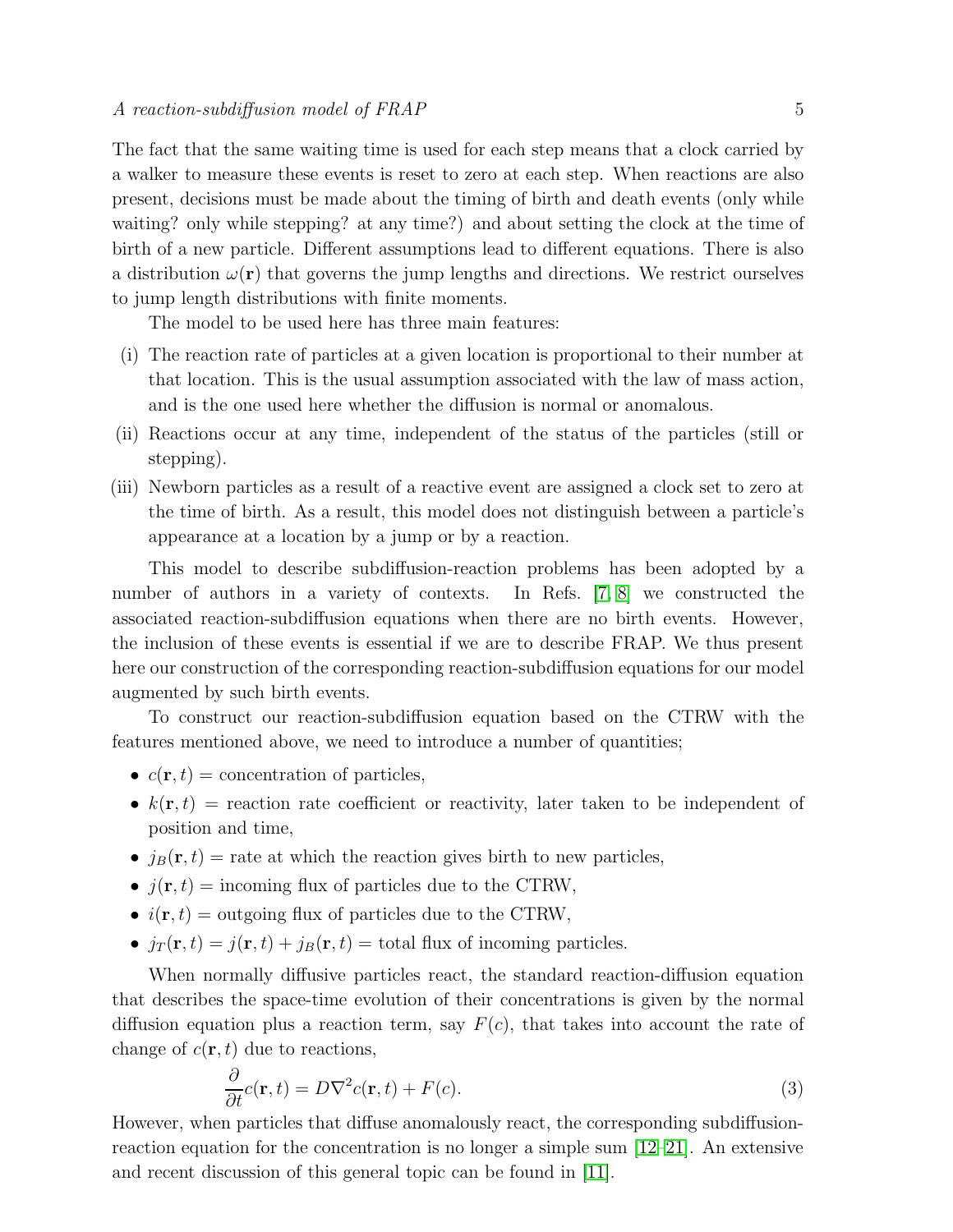The fact that the same waiting time is used for each step means that a clock carried by a walker to measure these events is reset to zero at each step. When reactions are also present, decisions must be made about the timing of birth and death events (only while waiting? only while stepping? at any time?) and about setting the clock at the time of birth of a new particle. Different assumptions lead to different equations. There is also a distribution $\omega(\mathbf{r})$ that governs the jump lengths and directions. We restrict ourselves to jump length distributions with finite moments.

The model to be used here has three main features:

- (i) The reaction rate of particles at a given location is proportional to their number at that location. This is the usual assumption associated with the law of mass action, and is the one used here whether the diffusion is normal or anomalous.
- (ii) Reactions occur at any time, independent of the status of the particles (still or stepping).
- (iii) Newborn particles as a result of a reactive event are assigned a clock set to zero at the time of birth. As a result, this model does not distinguish between a particle's appearance at a location by a jump or by a reaction.

This model to describe subdiffusion-reaction problems has been adopted by a number of authors in a variety of contexts. In Refs. [7, 8] we constructed the associated reaction-subdiffusion equations when there are no birth events. However, the inclusion of these events is essential if we are to describe FRAP. We thus present here our construction of the corresponding reaction-subdiffusion equations for our model augmented by such birth events.

To construct our reaction-subdiffusion equation based on the CTRW with the features mentioned above, we need to introduce a number of quantities;

- $c(\mathbf{r},t)$ = concentration of particles,
- $k(\mathbf{r},t)$ = reaction rate coefficient or reactivity, later taken to be independent of position and time,
- $j_B(\mathbf{r},t)$ = rate at which the reaction gives birth to new particles,
- $j(\mathbf{r},t)$ = incoming flux of particles due to the CTRW,
- $i(\mathbf{r},t)$ = outgoing flux of particles due to the CTRW,
- $j_T(\mathbf{r},t) = j(\mathbf{r},t) + j_B(\mathbf{r},t)$ = total flux of incoming particles.

When normally diffusive particles react, the standard reaction-diffusion equation that describes the space-time evolution of their concentrations is given by the normal diffusion equation plus a reaction term, say $F(c)$, that takes into account the rate of change of $c(\mathbf{r},t)$ due to reactions,

$$\frac{\partial}{\partial t}c(\mathbf{r},t) = D\nabla^2 c(\mathbf{r},t) + F(c). \tag{3}$$

However, when particles that diffuse anomalously react, the corresponding subdiffusion-reaction equation for the concentration is no longer a simple sum [12–21]. An extensive and recent discussion of this general topic can be found in [11].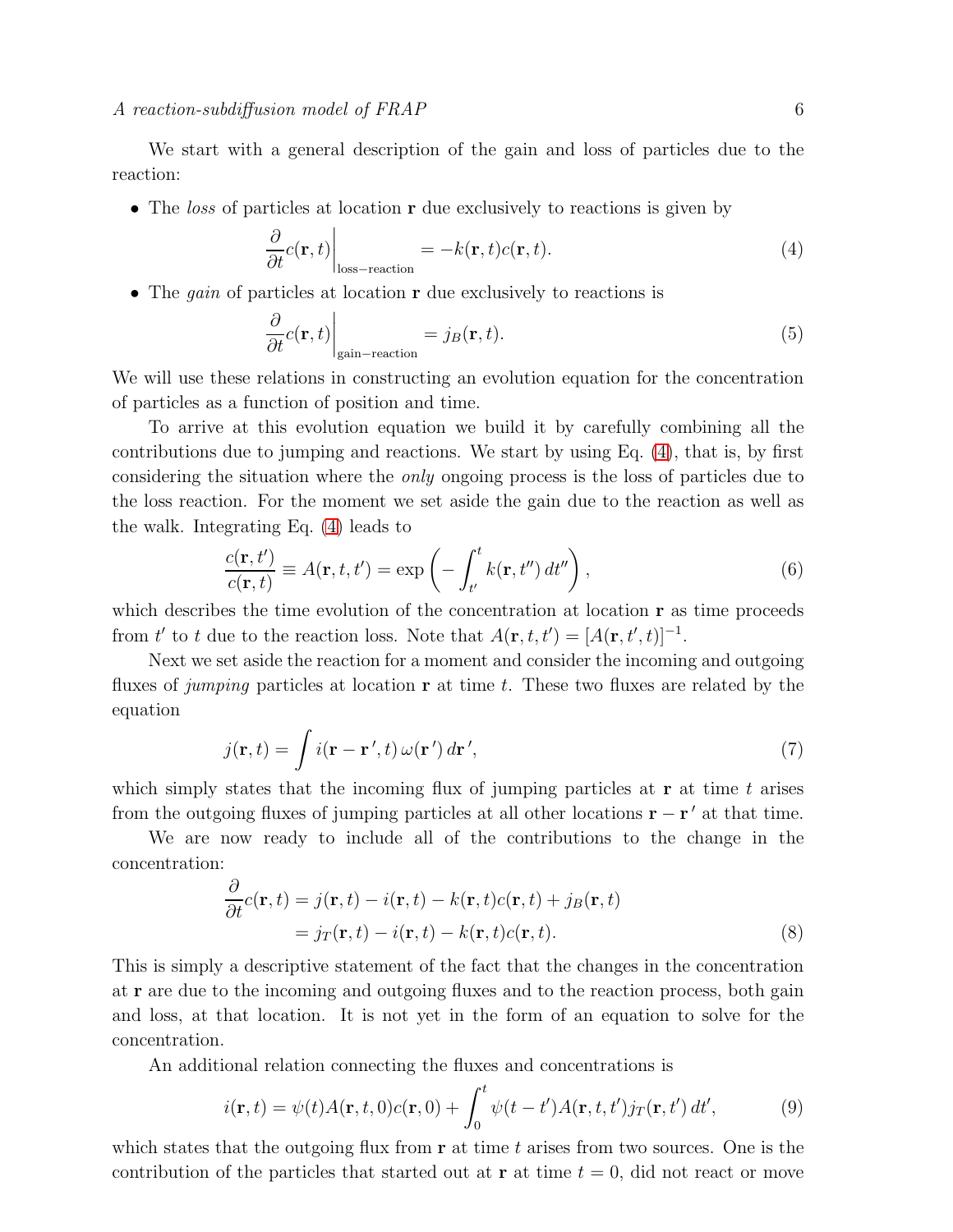We start with a general description of the gain and loss of particles due to the reaction:

- The *loss* of particles at location $\mathbf{r}$ due exclusively to reactions is given by

$$\left.\frac{\partial}{\partial t}c(\mathbf{r},t)\right|_{\text{loss}-\text{reaction}} = -k(\mathbf{r},t)c(\mathbf{r},t). \tag{4}$$

- The *gain* of particles at location $\mathbf{r}$ due exclusively to reactions is

$$\left.\frac{\partial}{\partial t}c(\mathbf{r},t)\right|_{\text{gain}-\text{reaction}} = j_B(\mathbf{r},t). \tag{5}$$

We will use these relations in constructing an evolution equation for the concentration of particles as a function of position and time.

To arrive at this evolution equation we build it by carefully combining all the contributions due to jumping and reactions. We start by using Eq. (4), that is, by first considering the situation where the *only* ongoing process is the loss of particles due to the loss reaction. For the moment we set aside the gain due to the reaction as well as the walk. Integrating Eq. (4) leads to

$$\frac{c(\mathbf{r},t')}{c(\mathbf{r},t)} \equiv A(\mathbf{r},t,t') = \exp\left(-\int_{t'}^{t} k(\mathbf{r},t'')\,dt''\right), \tag{6}$$

which describes the time evolution of the concentration at location $\mathbf{r}$ as time proceeds from $t'$ to $t$ due to the reaction loss. Note that $A(\mathbf{r},t,t') = [A(\mathbf{r},t',t)]^{-1}$.

Next we set aside the reaction for a moment and consider the incoming and outgoing fluxes of *jumping* particles at location $\mathbf{r}$ at time $t$. These two fluxes are related by the equation

$$j(\mathbf{r},t) = \int i(\mathbf{r}-\mathbf{r}',t)\,\omega(\mathbf{r}')\,d\mathbf{r}', \tag{7}$$

which simply states that the incoming flux of jumping particles at $\mathbf{r}$ at time $t$ arises from the outgoing fluxes of jumping particles at all other locations $\mathbf{r}-\mathbf{r}'$ at that time.

We are now ready to include all of the contributions to the change in the concentration:

$$\begin{aligned}\frac{\partial}{\partial t}c(\mathbf{r},t) &= j(\mathbf{r},t) - i(\mathbf{r},t) - k(\mathbf{r},t)c(\mathbf{r},t) + j_B(\mathbf{r},t)\\ &= j_T(\mathbf{r},t) - i(\mathbf{r},t) - k(\mathbf{r},t)c(\mathbf{r},t).\end{aligned} \tag{8}$$

This is simply a descriptive statement of the fact that the changes in the concentration at $\mathbf{r}$ are due to the incoming and outgoing fluxes and to the reaction process, both gain and loss, at that location. It is not yet in the form of an equation to solve for the concentration.

An additional relation connecting the fluxes and concentrations is

$$i(\mathbf{r},t) = \psi(t)A(\mathbf{r},t,0)c(\mathbf{r},0) + \int_0^t \psi(t-t')A(\mathbf{r},t,t')j_T(\mathbf{r},t')\,dt', \tag{9}$$

which states that the outgoing flux from $\mathbf{r}$ at time $t$ arises from two sources. One is the contribution of the particles that started out at $\mathbf{r}$ at time $t=0$, did not react or move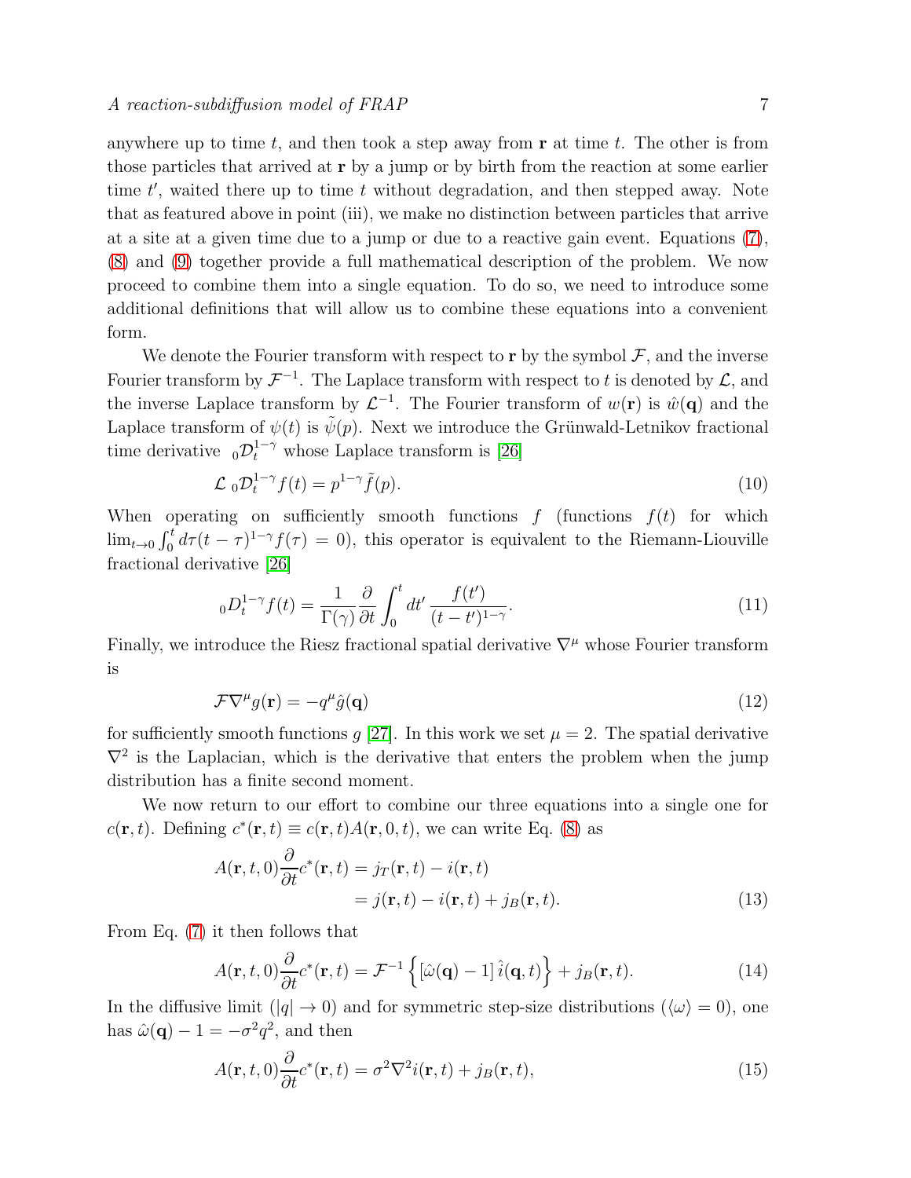anywhere up to time $t$, and then took a step away from $\mathbf{r}$ at time $t$. The other is from those particles that arrived at $\mathbf{r}$ by a jump or by birth from the reaction at some earlier time $t'$, waited there up to time $t$ without degradation, and then stepped away. Note that as featured above in point (iii), we make no distinction between particles that arrive at a site at a given time due to a jump or due to a reactive gain event. Equations (7), (8) and (9) together provide a full mathematical description of the problem. We now proceed to combine them into a single equation. To do so, we need to introduce some additional definitions that will allow us to combine these equations into a convenient form.

We denote the Fourier transform with respect to $\mathbf{r}$ by the symbol $\mathcal{F}$, and the inverse Fourier transform by $\mathcal{F}^{-1}$. The Laplace transform with respect to $t$ is denoted by $\mathcal{L}$, and the inverse Laplace transform by $\mathcal{L}^{-1}$. The Fourier transform of $w(\mathbf{r})$ is $\hat{w}(\mathbf{q})$ and the Laplace transform of $\psi(t)$ is $\tilde{\psi}(p)$. Next we introduce the Grünwald-Letnikov fractional time derivative ${}_0\mathcal{D}_t^{1-\gamma}$ whose Laplace transform is [26]

$$\mathcal{L}\ {}_0\mathcal{D}_t^{1-\gamma} f(t) = p^{1-\gamma}\tilde{f}(p). \tag{10}$$

When operating on sufficiently smooth functions $f$ (functions $f(t)$ for which $\lim_{t\to 0}\int_0^t d\tau (t-\tau)^{1-\gamma} f(\tau) = 0$), this operator is equivalent to the Riemann-Liouville fractional derivative [26]

$${}_0D_t^{1-\gamma} f(t) = \frac{1}{\Gamma(\gamma)}\frac{\partial}{\partial t}\int_0^t dt' \frac{f(t')}{(t-t')^{1-\gamma}}. \tag{11}$$

Finally, we introduce the Riesz fractional spatial derivative $\nabla^\mu$ whose Fourier transform is

$$\mathcal{F}\nabla^\mu g(\mathbf{r}) = -q^\mu \hat{g}(\mathbf{q}) \tag{12}$$

for sufficiently smooth functions $g$ [27]. In this work we set $\mu = 2$. The spatial derivative $\nabla^2$ is the Laplacian, which is the derivative that enters the problem when the jump distribution has a finite second moment.

We now return to our effort to combine our three equations into a single one for $c(\mathbf{r}, t)$. Defining $c^*(\mathbf{r}, t) \equiv c(\mathbf{r}, t)A(\mathbf{r}, 0, t)$, we can write Eq. (8) as

$$\begin{aligned} A(\mathbf{r}, t, 0)\frac{\partial}{\partial t}c^*(\mathbf{r}, t) &= j_T(\mathbf{r}, t) - i(\mathbf{r}, t) \\ &= j(\mathbf{r}, t) - i(\mathbf{r}, t) + j_B(\mathbf{r}, t). \end{aligned} \tag{13}$$

From Eq. (7) it then follows that

$$A(\mathbf{r}, t, 0)\frac{\partial}{\partial t}c^*(\mathbf{r}, t) = \mathcal{F}^{-1}\left\{\left[\hat{\omega}(\mathbf{q}) - 1\right]\hat{i}(\mathbf{q}, t)\right\} + j_B(\mathbf{r}, t). \tag{14}$$

In the diffusive limit ($|q| \to 0$) and for symmetric step-size distributions ($\langle\omega\rangle = 0$), one has $\hat{\omega}(\mathbf{q}) - 1 = -\sigma^2 q^2$, and then

$$A(\mathbf{r}, t, 0)\frac{\partial}{\partial t}c^*(\mathbf{r}, t) = \sigma^2\nabla^2 i(\mathbf{r}, t) + j_B(\mathbf{r}, t), \tag{15}$$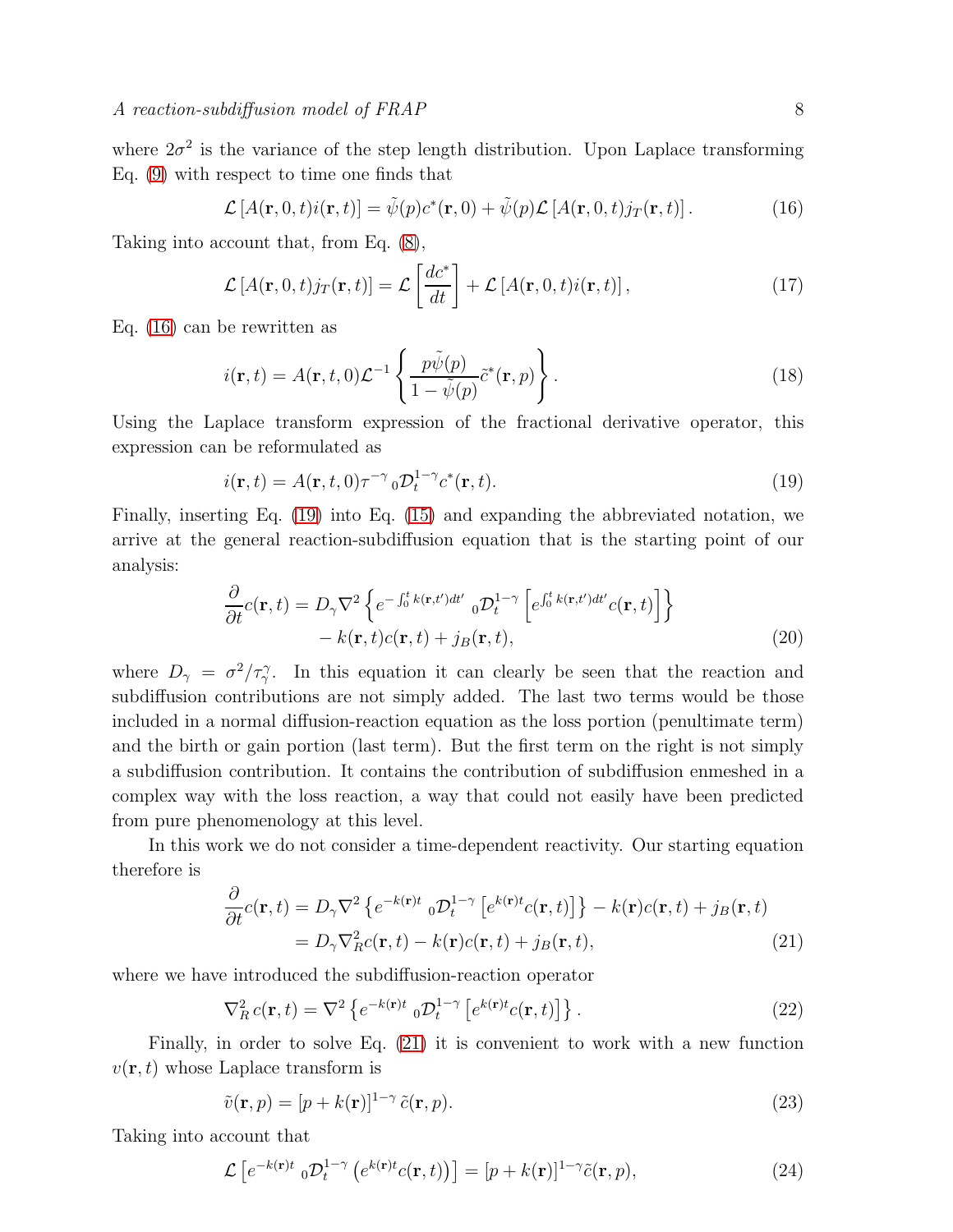where $2\sigma^2$ is the variance of the step length distribution. Upon Laplace transforming Eq. (9) with respect to time one finds that

$$\mathcal{L}\left[A(\mathbf{r},0,t)i(\mathbf{r},t)\right] = \tilde{\psi}(p)c^*(\mathbf{r},0) + \tilde{\psi}(p)\mathcal{L}\left[A(\mathbf{r},0,t)j_T(\mathbf{r},t)\right]. \tag{16}$$

Taking into account that, from Eq. (8),

$$\mathcal{L}\left[A(\mathbf{r},0,t)j_T(\mathbf{r},t)\right] = \mathcal{L}\left[\frac{dc^*}{dt}\right] + \mathcal{L}\left[A(\mathbf{r},0,t)i(\mathbf{r},t)\right], \tag{17}$$

Eq. (16) can be rewritten as

$$i(\mathbf{r},t) = A(\mathbf{r},t,0)\mathcal{L}^{-1}\left\{\frac{p\tilde{\psi}(p)}{1-\tilde{\psi}(p)}\tilde{c}^*(\mathbf{r},p)\right\}. \tag{18}$$

Using the Laplace transform expression of the fractional derivative operator, this expression can be reformulated as

$$i(\mathbf{r},t) = A(\mathbf{r},t,0)\tau^{-\gamma}\,{}_0\mathcal{D}_t^{1-\gamma}c^*(\mathbf{r},t). \tag{19}$$

Finally, inserting Eq. (19) into Eq. (15) and expanding the abbreviated notation, we arrive at the general reaction-subdiffusion equation that is the starting point of our analysis:

$$\begin{aligned}\frac{\partial}{\partial t}c(\mathbf{r},t) = D_\gamma\nabla^2\left\{e^{-\int_0^t k(\mathbf{r},t')dt'}\,{}_0\mathcal{D}_t^{1-\gamma}\left[e^{\int_0^t k(\mathbf{r},t')dt'}c(\mathbf{r},t)\right]\right\}\\ - k(\mathbf{r},t)c(\mathbf{r},t) + j_B(\mathbf{r},t),\end{aligned} \tag{20}$$

where $D_\gamma = \sigma^2/\tau_\gamma^\gamma$. In this equation it can clearly be seen that the reaction and subdiffusion contributions are not simply added. The last two terms would be those included in a normal diffusion-reaction equation as the loss portion (penultimate term) and the birth or gain portion (last term). But the first term on the right is not simply a subdiffusion contribution. It contains the contribution of subdiffusion enmeshed in a complex way with the loss reaction, a way that could not easily have been predicted from pure phenomenology at this level.

In this work we do not consider a time-dependent reactivity. Our starting equation therefore is

$$\begin{aligned}\frac{\partial}{\partial t}c(\mathbf{r},t) &= D_\gamma\nabla^2\left\{e^{-k(\mathbf{r})t}\,{}_0\mathcal{D}_t^{1-\gamma}\left[e^{k(\mathbf{r})t}c(\mathbf{r},t)\right]\right\} - k(\mathbf{r})c(\mathbf{r},t) + j_B(\mathbf{r},t)\\ &= D_\gamma\nabla_R^2 c(\mathbf{r},t) - k(\mathbf{r})c(\mathbf{r},t) + j_B(\mathbf{r},t),\end{aligned} \tag{21}$$

where we have introduced the subdiffusion-reaction operator

$$\nabla_R^2\, c(\mathbf{r},t) = \nabla^2\left\{e^{-k(\mathbf{r})t}\,{}_0\mathcal{D}_t^{1-\gamma}\left[e^{k(\mathbf{r})t}c(\mathbf{r},t)\right]\right\}. \tag{22}$$

Finally, in order to solve Eq. (21) it is convenient to work with a new function $v(\mathbf{r},t)$ whose Laplace transform is

$$\tilde{v}(\mathbf{r},p) = \left[p + k(\mathbf{r})\right]^{1-\gamma}\tilde{c}(\mathbf{r},p). \tag{23}$$

Taking into account that

$$\mathcal{L}\left[e^{-k(\mathbf{r})t}\,{}_0\mathcal{D}_t^{1-\gamma}\left(e^{k(\mathbf{r})t}c(\mathbf{r},t)\right)\right] = \left[p + k(\mathbf{r})\right]^{1-\gamma}\tilde{c}(\mathbf{r},p), \tag{24}$$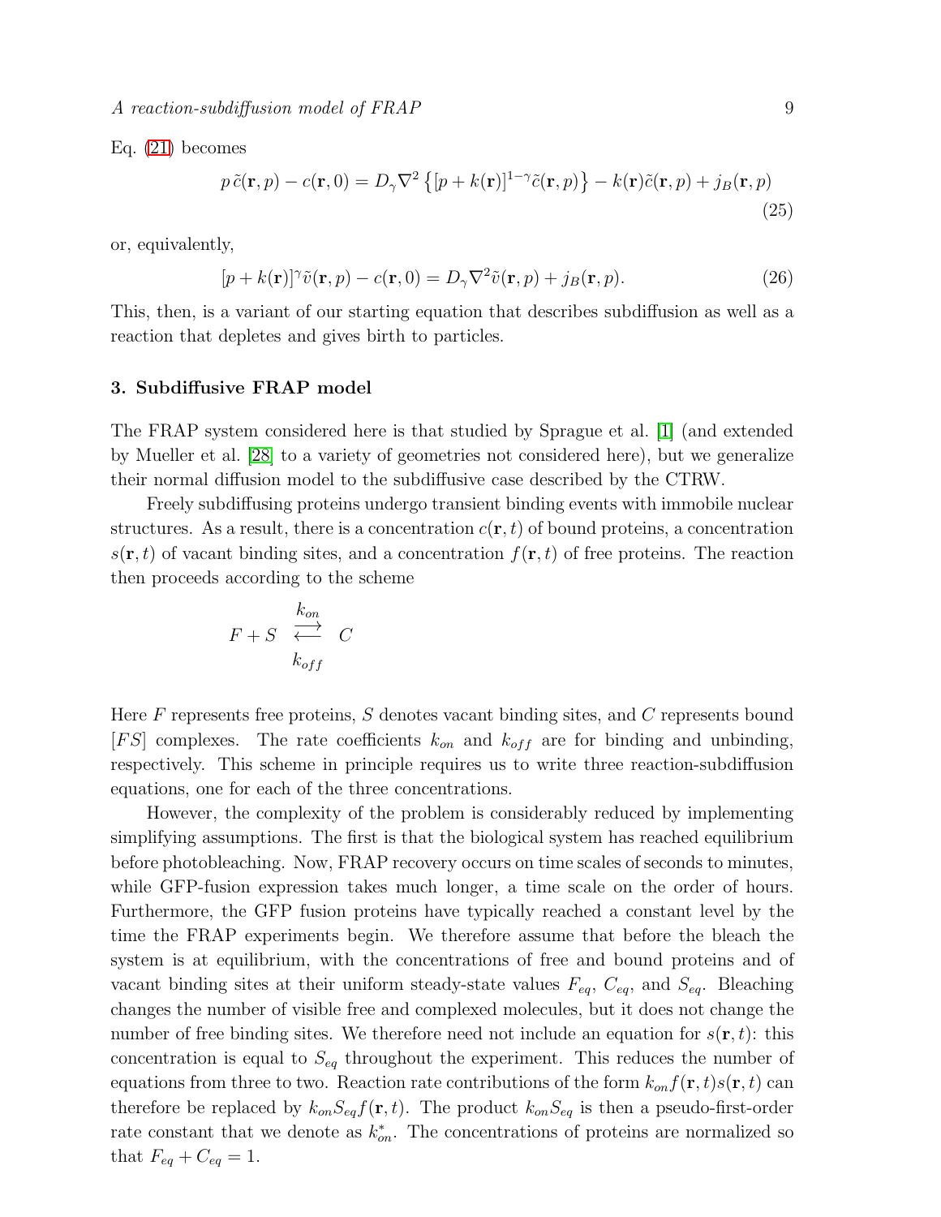Eq. (21) becomes

$$p\,\tilde{c}(\mathbf{r},p) - c(\mathbf{r},0) = D_\gamma \nabla^2 \left\{ [p + k(\mathbf{r})]^{1-\gamma} \tilde{c}(\mathbf{r},p) \right\} - k(\mathbf{r})\tilde{c}(\mathbf{r},p) + j_B(\mathbf{r},p) \tag{25}$$

or, equivalently,

$$[p + k(\mathbf{r})]^\gamma \tilde{v}(\mathbf{r},p) - c(\mathbf{r},0) = D_\gamma \nabla^2 \tilde{v}(\mathbf{r},p) + j_B(\mathbf{r},p). \tag{26}$$

This, then, is a variant of our starting equation that describes subdiffusion as well as a reaction that depletes and gives birth to particles.

## 3. Subdiffusive FRAP model

The FRAP system considered here is that studied by Sprague et al. [1] (and extended by Mueller et al. [28] to a variety of geometries not considered here), but we generalize their normal diffusion model to the subdiffusive case described by the CTRW.

Freely subdiffusing proteins undergo transient binding events with immobile nuclear structures. As a result, there is a concentration $c(\mathbf{r},t)$ of bound proteins, a concentration $s(\mathbf{r},t)$ of vacant binding sites, and a concentration $f(\mathbf{r},t)$ of free proteins. The reaction then proceeds according to the scheme

$$F + S \underset{k_{off}}{\overset{k_{on}}{\rightleftarrows}} C$$

Here $F$ represents free proteins, $S$ denotes vacant binding sites, and $C$ represents bound $[FS]$ complexes. The rate coefficients $k_{on}$ and $k_{off}$ are for binding and unbinding, respectively. This scheme in principle requires us to write three reaction-subdiffusion equations, one for each of the three concentrations.

However, the complexity of the problem is considerably reduced by implementing simplifying assumptions. The first is that the biological system has reached equilibrium before photobleaching. Now, FRAP recovery occurs on time scales of seconds to minutes, while GFP-fusion expression takes much longer, a time scale on the order of hours. Furthermore, the GFP fusion proteins have typically reached a constant level by the time the FRAP experiments begin. We therefore assume that before the bleach the system is at equilibrium, with the concentrations of free and bound proteins and of vacant binding sites at their uniform steady-state values $F_{eq}$, $C_{eq}$, and $S_{eq}$. Bleaching changes the number of visible free and complexed molecules, but it does not change the number of free binding sites. We therefore need not include an equation for $s(\mathbf{r},t)$: this concentration is equal to $S_{eq}$ throughout the experiment. This reduces the number of equations from three to two. Reaction rate contributions of the form $k_{on}f(\mathbf{r},t)s(\mathbf{r},t)$ can therefore be replaced by $k_{on}S_{eq}f(\mathbf{r},t)$. The product $k_{on}S_{eq}$ is then a pseudo-first-order rate constant that we denote as $k^*_{on}$. The concentrations of proteins are normalized so that $F_{eq} + C_{eq} = 1$.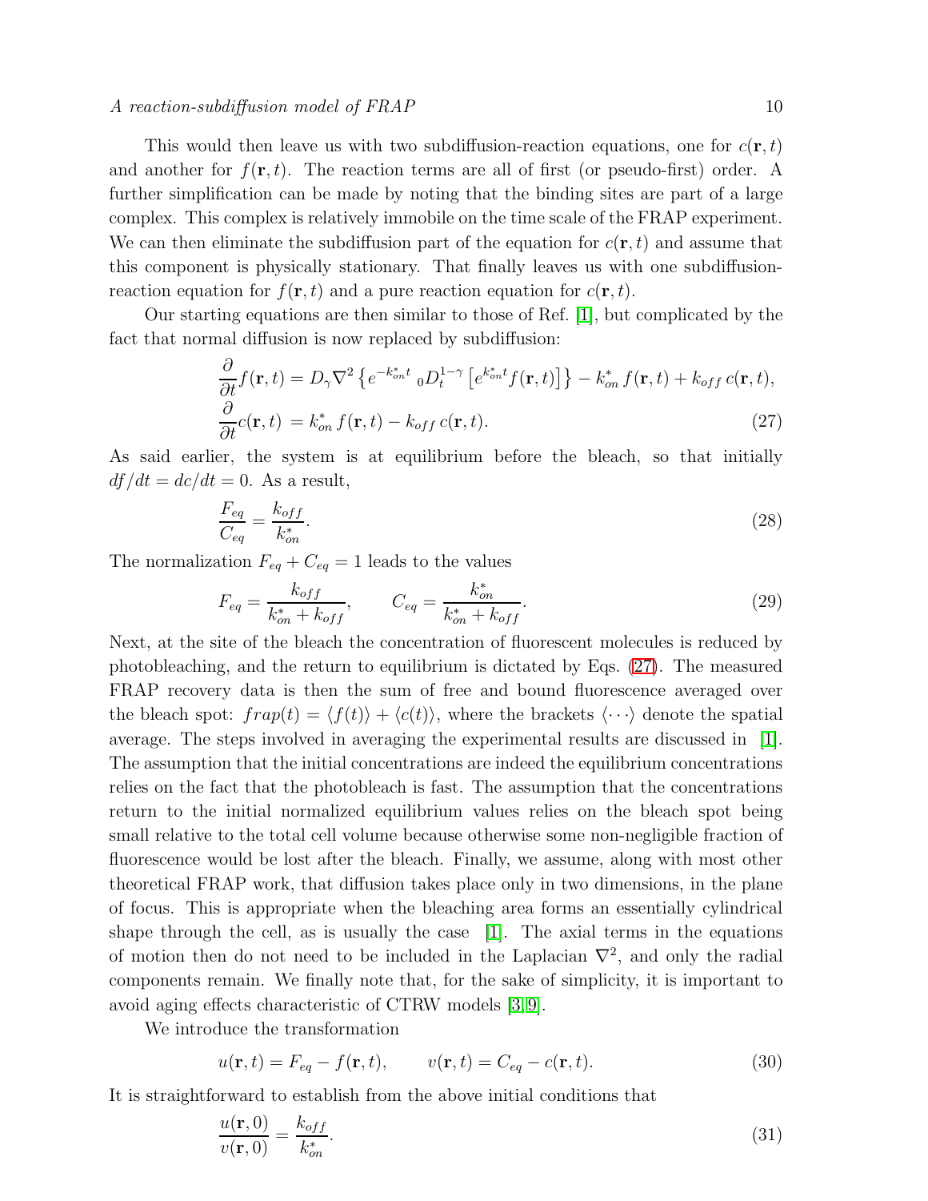This would then leave us with two subdiffusion-reaction equations, one for $c(\mathbf{r}, t)$ and another for $f(\mathbf{r}, t)$. The reaction terms are all of first (or pseudo-first) order. A further simplification can be made by noting that the binding sites are part of a large complex. This complex is relatively immobile on the time scale of the FRAP experiment. We can then eliminate the subdiffusion part of the equation for $c(\mathbf{r}, t)$ and assume that this component is physically stationary. That finally leaves us with one subdiffusion-reaction equation for $f(\mathbf{r}, t)$ and a pure reaction equation for $c(\mathbf{r}, t)$.

Our starting equations are then similar to those of Ref. [1], but complicated by the fact that normal diffusion is now replaced by subdiffusion:

$$
\begin{aligned}
\frac{\partial}{\partial t} f(\mathbf{r}, t) &= D_\gamma \nabla^2 \left\{ e^{-k_{on}^* t} \, {}_0D_t^{1-\gamma} \left[ e^{k_{on}^* t} f(\mathbf{r}, t) \right] \right\} - k_{on}^* \, f(\mathbf{r}, t) + k_{off} \, c(\mathbf{r}, t), \\
\frac{\partial}{\partial t} c(\mathbf{r}, t) &= k_{on}^* \, f(\mathbf{r}, t) - k_{off} \, c(\mathbf{r}, t).
\end{aligned} \tag{27}
$$

As said earlier, the system is at equilibrium before the bleach, so that initially $df/dt = dc/dt = 0$. As a result,

$$
\frac{F_{eq}}{C_{eq}} = \frac{k_{off}}{k_{on}^*}. \tag{28}
$$

The normalization $F_{eq} + C_{eq} = 1$ leads to the values

$$
F_{eq} = \frac{k_{off}}{k_{on}^* + k_{off}}, \qquad C_{eq} = \frac{k_{on}^*}{k_{on}^* + k_{off}}. \tag{29}
$$

Next, at the site of the bleach the concentration of fluorescent molecules is reduced by photobleaching, and the return to equilibrium is dictated by Eqs. (27). The measured FRAP recovery data is then the sum of free and bound fluorescence averaged over the bleach spot: $frap(t) = \langle f(t) \rangle + \langle c(t) \rangle$, where the brackets $\langle \cdots \rangle$ denote the spatial average. The steps involved in averaging the experimental results are discussed in [1]. The assumption that the initial concentrations are indeed the equilibrium concentrations relies on the fact that the photobleach is fast. The assumption that the concentrations return to the initial normalized equilibrium values relies on the bleach spot being small relative to the total cell volume because otherwise some non-negligible fraction of fluorescence would be lost after the bleach. Finally, we assume, along with most other theoretical FRAP work, that diffusion takes place only in two dimensions, in the plane of focus. This is appropriate when the bleaching area forms an essentially cylindrical shape through the cell, as is usually the case [1]. The axial terms in the equations of motion then do not need to be included in the Laplacian $\nabla^2$, and only the radial components remain. We finally note that, for the sake of simplicity, it is important to avoid aging effects characteristic of CTRW models [3, 9].

We introduce the transformation

$$
u(\mathbf{r}, t) = F_{eq} - f(\mathbf{r}, t), \qquad v(\mathbf{r}, t) = C_{eq} - c(\mathbf{r}, t). \tag{30}
$$

It is straightforward to establish from the above initial conditions that

$$
\frac{u(\mathbf{r}, 0)}{v(\mathbf{r}, 0)} = \frac{k_{off}}{k_{on}^*}. \tag{31}
$$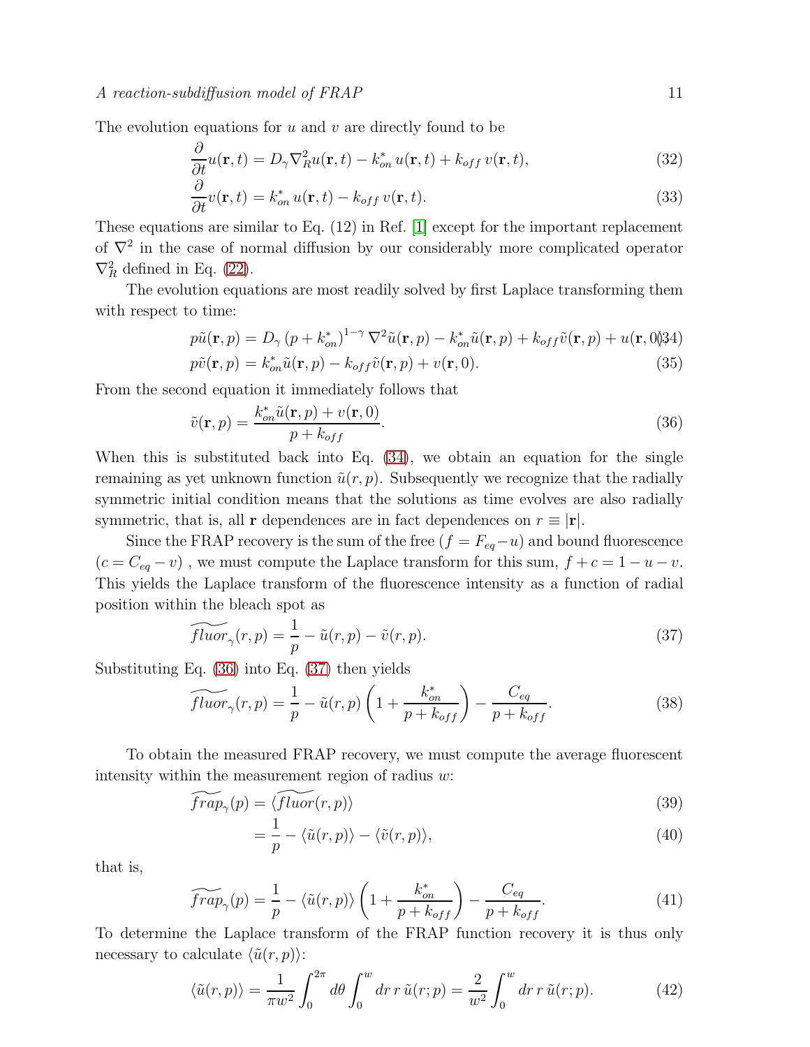The evolution equations for $u$ and $v$ are directly found to be

$$\frac{\partial}{\partial t}u(\mathbf{r},t) = D_\gamma \nabla_R^2 u(\mathbf{r},t) - k_{on}^* \, u(\mathbf{r},t) + k_{off} \, v(\mathbf{r},t), \tag{32}$$

$$\frac{\partial}{\partial t}v(\mathbf{r},t) = k_{on}^* \, u(\mathbf{r},t) - k_{off} \, v(\mathbf{r},t). \tag{33}$$

These equations are similar to Eq. (12) in Ref. [1] except for the important replacement of $\nabla^2$ in the case of normal diffusion by our considerably more complicated operator $\nabla_R^2$ defined in Eq. (22).

The evolution equations are most readily solved by first Laplace transforming them with respect to time:

$$p\tilde{u}(\mathbf{r},p) = D_\gamma \left(p + k_{on}^*\right)^{1-\gamma} \nabla^2 \tilde{u}(\mathbf{r},p) - k_{on}^* \tilde{u}(\mathbf{r},p) + k_{off} \tilde{v}(\mathbf{r},p) + u(\mathbf{r},0) \tag{34}$$

$$p\tilde{v}(\mathbf{r},p) = k_{on}^* \tilde{u}(\mathbf{r},p) - k_{off} \tilde{v}(\mathbf{r},p) + v(\mathbf{r},0). \tag{35}$$

From the second equation it immediately follows that

$$\tilde{v}(\mathbf{r},p) = \frac{k_{on}^* \tilde{u}(\mathbf{r},p) + v(\mathbf{r},0)}{p + k_{off}}. \tag{36}$$

When this is substituted back into Eq. (34), we obtain an equation for the single remaining as yet unknown function $\tilde{u}(r,p)$. Subsequently we recognize that the radially symmetric initial condition means that the solutions as time evolves are also radially symmetric, that is, all $\mathbf{r}$ dependences are in fact dependences on $r \equiv |\mathbf{r}|$.

Since the FRAP recovery is the sum of the free ($f = F_{eq} - u$) and bound fluorescence ($c = C_{eq} - v$) , we must compute the Laplace transform for this sum, $f + c = 1 - u - v$. This yields the Laplace transform of the fluorescence intensity as a function of radial position within the bleach spot as

$$\widetilde{fluor}_\gamma(r,p) = \frac{1}{p} - \tilde{u}(r,p) - \tilde{v}(r,p). \tag{37}$$

Substituting Eq. (36) into Eq. (37) then yields

$$\widetilde{fluor}_\gamma(r,p) = \frac{1}{p} - \tilde{u}(r,p)\left(1 + \frac{k_{on}^*}{p + k_{off}}\right) - \frac{C_{eq}}{p + k_{off}}. \tag{38}$$

To obtain the measured FRAP recovery, we must compute the average fluorescent intensity within the measurement region of radius $w$:

$$\widetilde{frap}_\gamma(p) = \langle \widetilde{fluor}(r,p) \rangle \tag{39}$$

$$= \frac{1}{p} - \langle \tilde{u}(r,p) \rangle - \langle \tilde{v}(r,p) \rangle, \tag{40}$$

that is,

$$\widetilde{frap}_\gamma(p) = \frac{1}{p} - \langle \tilde{u}(r,p) \rangle \left(1 + \frac{k_{on}^*}{p + k_{off}}\right) - \frac{C_{eq}}{p + k_{off}}. \tag{41}$$

To determine the Laplace transform of the FRAP function recovery it is thus only necessary to calculate $\langle \tilde{u}(r,p) \rangle$:

$$\langle \tilde{u}(r,p) \rangle = \frac{1}{\pi w^2} \int_0^{2\pi} d\theta \int_0^w dr \, r \, \tilde{u}(r;p) = \frac{2}{w^2} \int_0^w dr \, r \, \tilde{u}(r;p). \tag{42}$$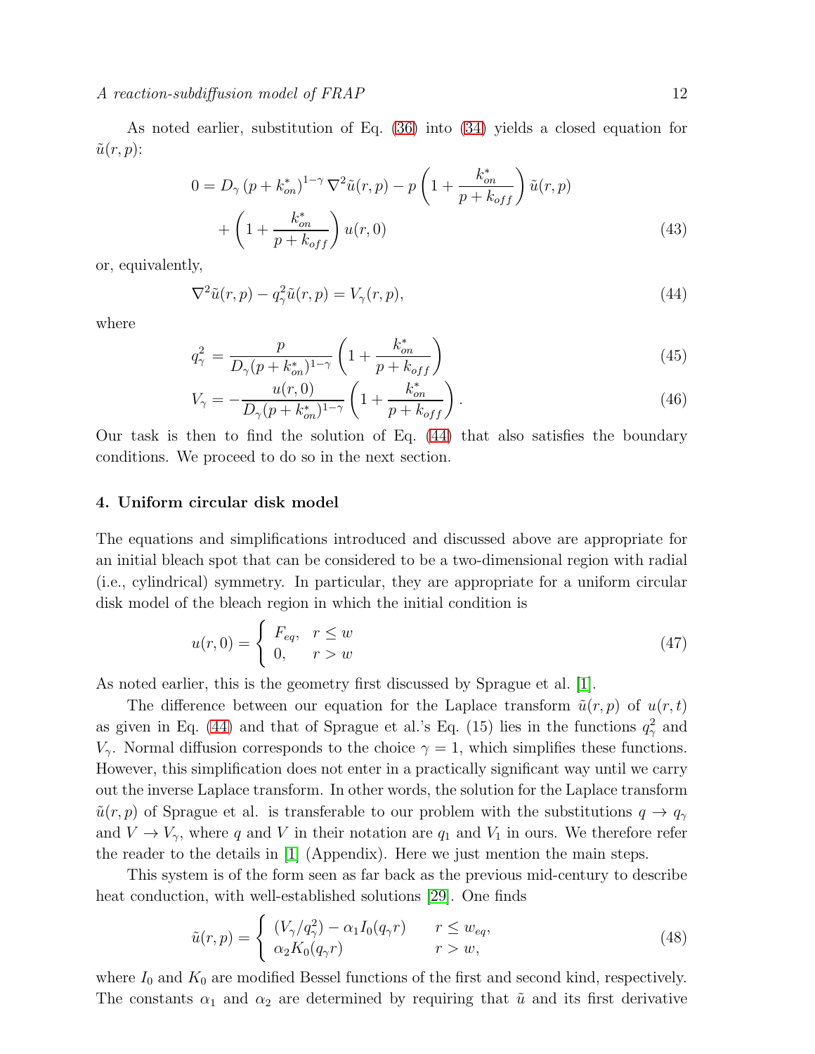As noted earlier, substitution of Eq. (36) into (34) yields a closed equation for $\tilde{u}(r,p)$:

$$0 = D_\gamma \left(p + k_{on}^*\right)^{1-\gamma} \nabla^2 \tilde{u}(r,p) - p\left(1 + \frac{k_{on}^*}{p + k_{off}}\right)\tilde{u}(r,p) + \left(1 + \frac{k_{on}^*}{p + k_{off}}\right) u(r,0) \tag{43}$$

or, equivalently,

$$\nabla^2 \tilde{u}(r,p) - q_\gamma^2 \tilde{u}(r,p) = V_\gamma(r,p), \tag{44}$$

where

$$q_\gamma^2 = \frac{p}{D_\gamma (p + k_{on}^*)^{1-\gamma}}\left(1 + \frac{k_{on}^*}{p + k_{off}}\right) \tag{45}$$

$$V_\gamma = -\frac{u(r,0)}{D_\gamma (p + k_{on}^*)^{1-\gamma}}\left(1 + \frac{k_{on}^*}{p + k_{off}}\right). \tag{46}$$

Our task is then to find the solution of Eq. (44) that also satisfies the boundary conditions. We proceed to do so in the next section.

## 4. Uniform circular disk model

The equations and simplifications introduced and discussed above are appropriate for an initial bleach spot that can be considered to be a two-dimensional region with radial (i.e., cylindrical) symmetry. In particular, they are appropriate for a uniform circular disk model of the bleach region in which the initial condition is

$$u(r,0) = \begin{cases} F_{eq}, & r \le w \\ 0, & r > w \end{cases} \tag{47}$$

As noted earlier, this is the geometry first discussed by Sprague et al. [1].

The difference between our equation for the Laplace transform $\tilde{u}(r,p)$ of $u(r,t)$ as given in Eq. (44) and that of Sprague et al.'s Eq. (15) lies in the functions $q_\gamma^2$ and $V_\gamma$. Normal diffusion corresponds to the choice $\gamma = 1$, which simplifies these functions. However, this simplification does not enter in a practically significant way until we carry out the inverse Laplace transform. In other words, the solution for the Laplace transform $\tilde{u}(r,p)$ of Sprague et al. is transferable to our problem with the substitutions $q \to q_\gamma$ and $V \to V_\gamma$, where $q$ and $V$ in their notation are $q_1$ and $V_1$ in ours. We therefore refer the reader to the details in [1] (Appendix). Here we just mention the main steps.

This system is of the form seen as far back as the previous mid-century to describe heat conduction, with well-established solutions [29]. One finds

$$\tilde{u}(r,p) = \begin{cases} (V_\gamma/q_\gamma^2) - \alpha_1 I_0(q_\gamma r) & r \le w_{eq}, \\ \alpha_2 K_0(q_\gamma r) & r > w, \end{cases} \tag{48}$$

where $I_0$ and $K_0$ are modified Bessel functions of the first and second kind, respectively. The constants $\alpha_1$ and $\alpha_2$ are determined by requiring that $\tilde{u}$ and its first derivative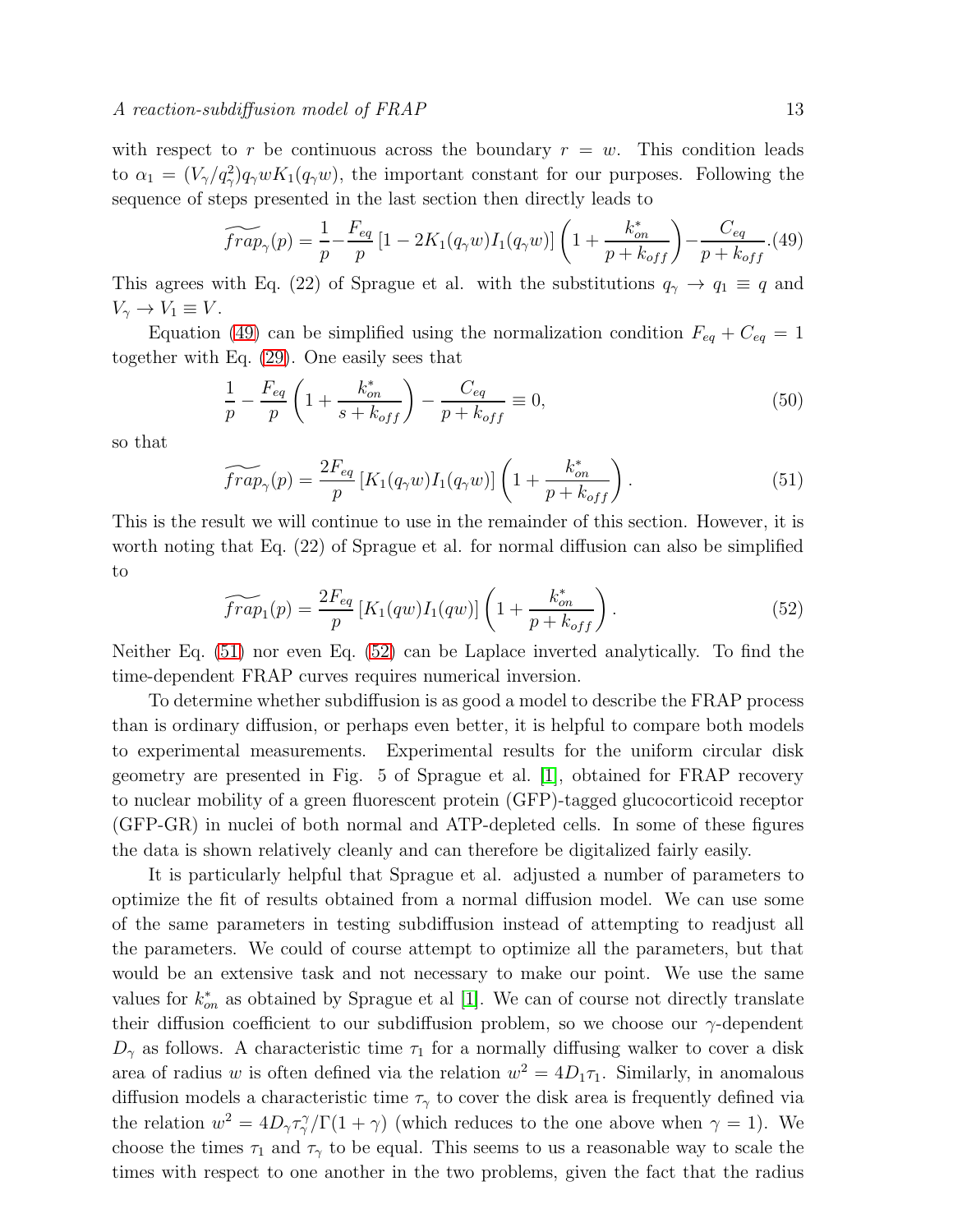with respect to $r$ be continuous across the boundary $r = w$. This condition leads to $\alpha_1 = (V_\gamma/q_\gamma^2)q_\gamma w K_1(q_\gamma w)$, the important constant for our purposes. Following the sequence of steps presented in the last section then directly leads to

$$\widetilde{frap}_\gamma(p) = \frac{1}{p} - \frac{F_{eq}}{p}\left[1 - 2K_1(q_\gamma w)I_1(q_\gamma w)\right]\left(1 + \frac{k_{on}^*}{p + k_{off}}\right) - \frac{C_{eq}}{p + k_{off}}. \quad (49)$$

This agrees with Eq. (22) of Sprague et al. with the substitutions $q_\gamma \to q_1 \equiv q$ and $V_\gamma \to V_1 \equiv V$.

Equation (49) can be simplified using the normalization condition $F_{eq} + C_{eq} = 1$ together with Eq. (29). One easily sees that

$$\frac{1}{p} - \frac{F_{eq}}{p}\left(1 + \frac{k_{on}^*}{s + k_{off}}\right) - \frac{C_{eq}}{p + k_{off}} \equiv 0, \quad (50)$$

so that

$$\widetilde{frap}_\gamma(p) = \frac{2F_{eq}}{p}\left[K_1(q_\gamma w)I_1(q_\gamma w)\right]\left(1 + \frac{k_{on}^*}{p + k_{off}}\right). \quad (51)$$

This is the result we will continue to use in the remainder of this section. However, it is worth noting that Eq. (22) of Sprague et al. for normal diffusion can also be simplified to

$$\widetilde{frap}_1(p) = \frac{2F_{eq}}{p}\left[K_1(qw)I_1(qw)\right]\left(1 + \frac{k_{on}^*}{p + k_{off}}\right). \quad (52)$$

Neither Eq. (51) nor even Eq. (52) can be Laplace inverted analytically. To find the time-dependent FRAP curves requires numerical inversion.

To determine whether subdiffusion is as good a model to describe the FRAP process than is ordinary diffusion, or perhaps even better, it is helpful to compare both models to experimental measurements. Experimental results for the uniform circular disk geometry are presented in Fig. 5 of Sprague et al. [1], obtained for FRAP recovery to nuclear mobility of a green fluorescent protein (GFP)-tagged glucocorticoid receptor (GFP-GR) in nuclei of both normal and ATP-depleted cells. In some of these figures the data is shown relatively cleanly and can therefore be digitalized fairly easily.

It is particularly helpful that Sprague et al. adjusted a number of parameters to optimize the fit of results obtained from a normal diffusion model. We can use some of the same parameters in testing subdiffusion instead of attempting to readjust all the parameters. We could of course attempt to optimize all the parameters, but that would be an extensive task and not necessary to make our point. We use the same values for $k_{on}^*$ as obtained by Sprague et al [1]. We can of course not directly translate their diffusion coefficient to our subdiffusion problem, so we choose our $\gamma$-dependent $D_\gamma$ as follows. A characteristic time $\tau_1$ for a normally diffusing walker to cover a disk area of radius $w$ is often defined via the relation $w^2 = 4D_1\tau_1$. Similarly, in anomalous diffusion models a characteristic time $\tau_\gamma$ to cover the disk area is frequently defined via the relation $w^2 = 4D_\gamma\tau_\gamma^\gamma/\Gamma(1+\gamma)$ (which reduces to the one above when $\gamma = 1$). We choose the times $\tau_1$ and $\tau_\gamma$ to be equal. This seems to us a reasonable way to scale the times with respect to one another in the two problems, given the fact that the radius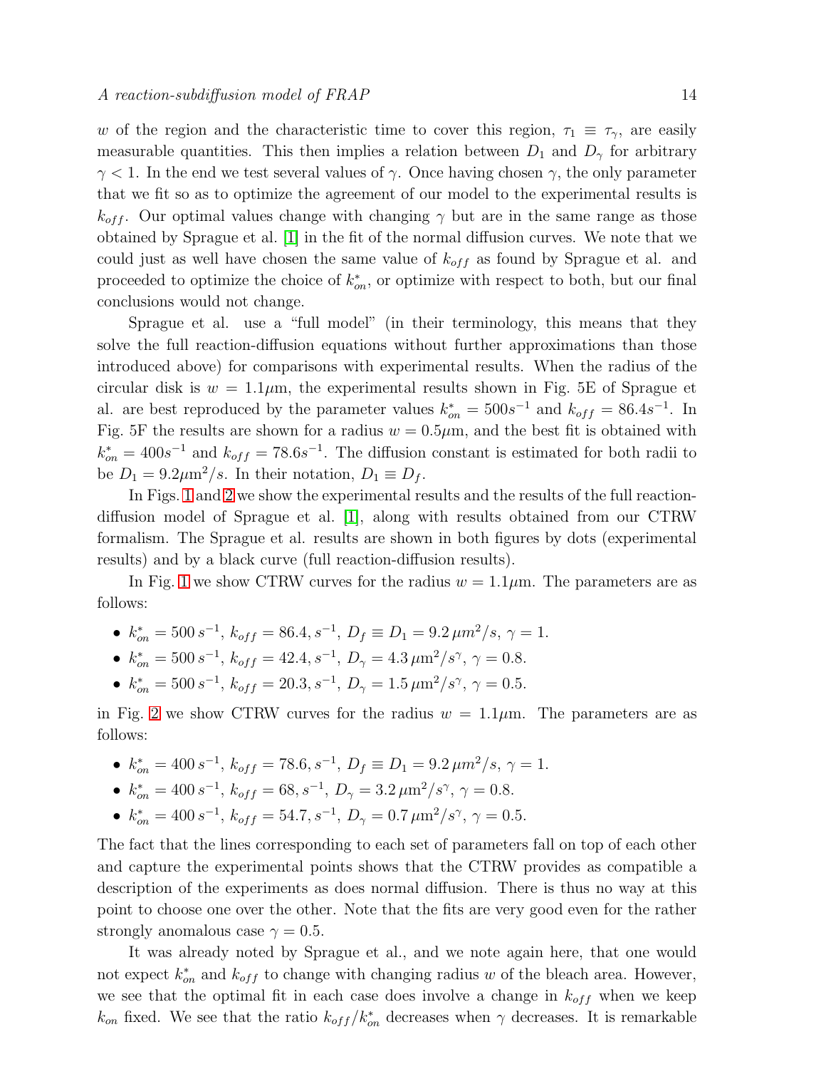$w$ of the region and the characteristic time to cover this region, $\tau_1 \equiv \tau_\gamma$, are easily measurable quantities. This then implies a relation between $D_1$ and $D_\gamma$ for arbitrary $\gamma < 1$. In the end we test several values of $\gamma$. Once having chosen $\gamma$, the only parameter that we fit so as to optimize the agreement of our model to the experimental results is $k_{off}$. Our optimal values change with changing $\gamma$ but are in the same range as those obtained by Sprague et al. [1] in the fit of the normal diffusion curves. We note that we could just as well have chosen the same value of $k_{off}$ as found by Sprague et al. and proceeded to optimize the choice of $k^*_{on}$, or optimize with respect to both, but our final conclusions would not change.

Sprague et al. use a "full model" (in their terminology, this means that they solve the full reaction-diffusion equations without further approximations than those introduced above) for comparisons with experimental results. When the radius of the circular disk is $w = 1.1\mu$m, the experimental results shown in Fig. 5E of Sprague et al. are best reproduced by the parameter values $k^*_{on} = 500s^{-1}$ and $k_{off} = 86.4s^{-1}$. In Fig. 5F the results are shown for a radius $w = 0.5\mu$m, and the best fit is obtained with $k^*_{on} = 400s^{-1}$ and $k_{off} = 78.6s^{-1}$. The diffusion constant is estimated for both radii to be $D_1 = 9.2\mu\text{m}^2/s$. In their notation, $D_1 \equiv D_f$.

In Figs. 1 and 2 we show the experimental results and the results of the full reaction-diffusion model of Sprague et al. [1], along with results obtained from our CTRW formalism. The Sprague et al. results are shown in both figures by dots (experimental results) and by a black curve (full reaction-diffusion results).

In Fig. 1 we show CTRW curves for the radius $w = 1.1\mu$m. The parameters are as follows:

- $k^*_{on} = 500\, s^{-1}$, $k_{off} = 86.4, s^{-1}$, $D_f \equiv D_1 = 9.2\, \mu m^2/s$, $\gamma = 1$.
- $k^*_{on} = 500\, s^{-1}$, $k_{off} = 42.4, s^{-1}$, $D_\gamma = 4.3\, \mu\text{m}^2/s^\gamma$, $\gamma = 0.8$.
- $k^*_{on} = 500\, s^{-1}$, $k_{off} = 20.3, s^{-1}$, $D_\gamma = 1.5\, \mu\text{m}^2/s^\gamma$, $\gamma = 0.5$.

in Fig. 2 we show CTRW curves for the radius $w = 1.1\mu$m. The parameters are as follows:

- $k^*_{on} = 400\, s^{-1}$, $k_{off} = 78.6, s^{-1}$, $D_f \equiv D_1 = 9.2\, \mu m^2/s$, $\gamma = 1$.
- $k^*_{on} = 400\, s^{-1}$, $k_{off} = 68, s^{-1}$, $D_\gamma = 3.2\, \mu\text{m}^2/s^\gamma$, $\gamma = 0.8$.
- $k^*_{on} = 400\, s^{-1}$, $k_{off} = 54.7, s^{-1}$, $D_\gamma = 0.7\, \mu\text{m}^2/s^\gamma$, $\gamma = 0.5$.

The fact that the lines corresponding to each set of parameters fall on top of each other and capture the experimental points shows that the CTRW provides as compatible a description of the experiments as does normal diffusion. There is thus no way at this point to choose one over the other. Note that the fits are very good even for the rather strongly anomalous case $\gamma = 0.5$.

It was already noted by Sprague et al., and we note again here, that one would not expect $k^*_{on}$ and $k_{off}$ to change with changing radius $w$ of the bleach area. However, we see that the optimal fit in each case does involve a change in $k_{off}$ when we keep $k_{on}$ fixed. We see that the ratio $k_{off}/k^*_{on}$ decreases when $\gamma$ decreases. It is remarkable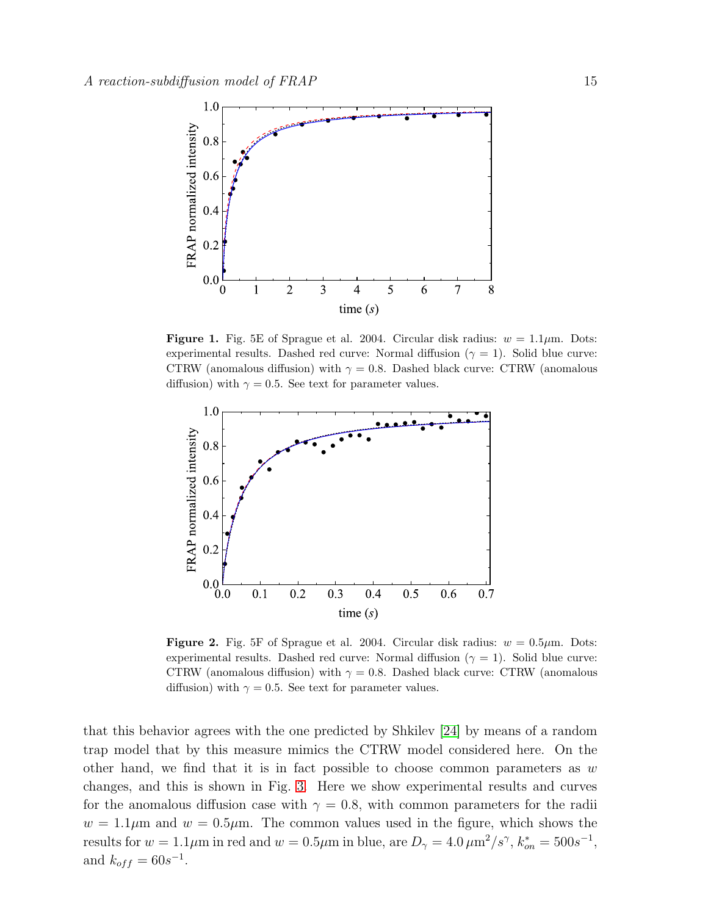**Figure 1.** Fig. 5E of Sprague et al. 2004. Circular disk radius: $w = 1.1\mu$m. Dots: experimental results. Dashed red curve: Normal diffusion ($\gamma = 1$). Solid blue curve: CTRW (anomalous diffusion) with $\gamma = 0.8$. Dashed black curve: CTRW (anomalous diffusion) with $\gamma = 0.5$. See text for parameter values.

**Figure 2.** Fig. 5F of Sprague et al. 2004. Circular disk radius: $w = 0.5\mu$m. Dots: experimental results. Dashed red curve: Normal diffusion ($\gamma = 1$). Solid blue curve: CTRW (anomalous diffusion) with $\gamma = 0.8$. Dashed black curve: CTRW (anomalous diffusion) with $\gamma = 0.5$. See text for parameter values.

that this behavior agrees with the one predicted by Shkilev [24] by means of a random trap model that by this measure mimics the CTRW model considered here. On the other hand, we find that it is in fact possible to choose common parameters as $w$ changes, and this is shown in Fig. 3. Here we show experimental results and curves for the anomalous diffusion case with $\gamma = 0.8$, with common parameters for the radii $w = 1.1\mu$m and $w = 0.5\mu$m. The common values used in the figure, which shows the results for $w = 1.1\mu$m in red and $w = 0.5\mu$m in blue, are $D_\gamma = 4.0\,\mu\text{m}^2/s^\gamma$, $k^*_{on} = 500s^{-1}$, and $k_{off} = 60s^{-1}$.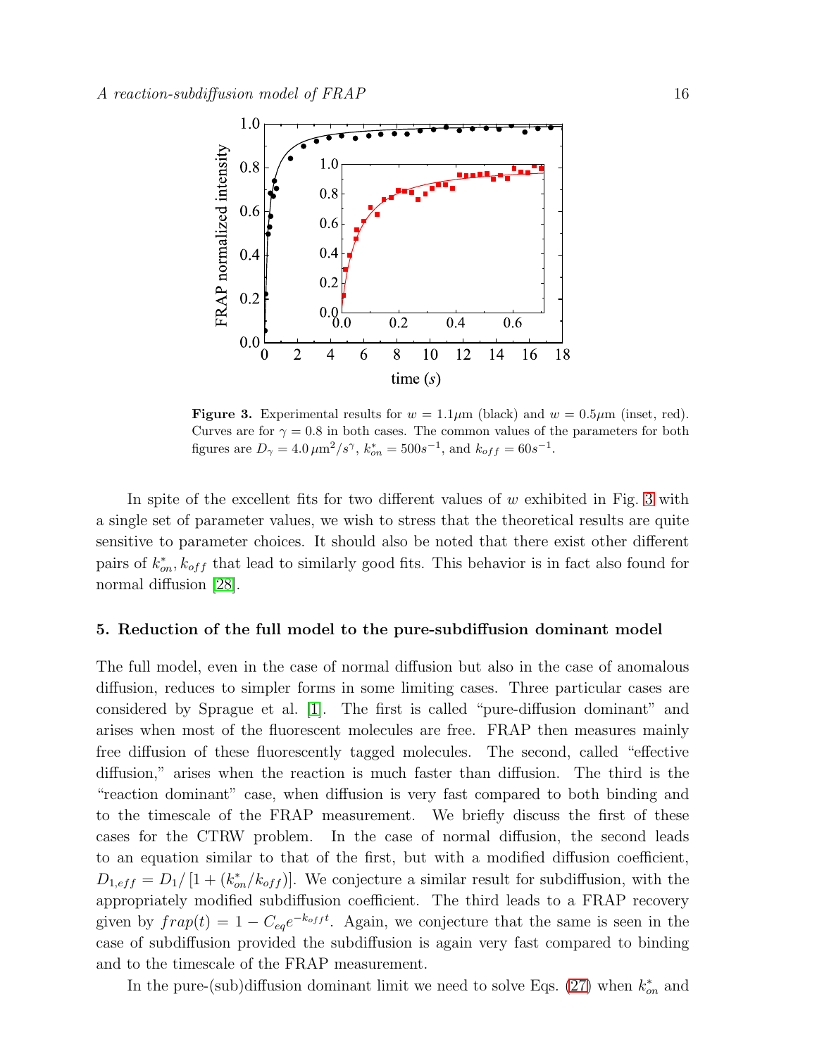**Figure 3.** Experimental results for $w = 1.1\mu$m (black) and $w = 0.5\mu$m (inset, red). Curves are for $\gamma = 0.8$ in both cases. The common values of the parameters for both figures are $D_\gamma = 4.0\,\mu\text{m}^2/s^\gamma$, $k^*_{on} = 500s^{-1}$, and $k_{off} = 60s^{-1}$.

In spite of the excellent fits for two different values of $w$ exhibited in Fig. 3 with a single set of parameter values, we wish to stress that the theoretical results are quite sensitive to parameter choices. It should also be noted that there exist other different pairs of $k^*_{on}, k_{off}$ that lead to similarly good fits. This behavior is in fact also found for normal diffusion [28].

## 5. Reduction of the full model to the pure-subdiffusion dominant model

The full model, even in the case of normal diffusion but also in the case of anomalous diffusion, reduces to simpler forms in some limiting cases. Three particular cases are considered by Sprague et al. [1]. The first is called "pure-diffusion dominant" and arises when most of the fluorescent molecules are free. FRAP then measures mainly free diffusion of these fluorescently tagged molecules. The second, called "effective diffusion," arises when the reaction is much faster than diffusion. The third is the "reaction dominant" case, when diffusion is very fast compared to both binding and to the timescale of the FRAP measurement. We briefly discuss the first of these cases for the CTRW problem. In the case of normal diffusion, the second leads to an equation similar to that of the first, but with a modified diffusion coefficient, $D_{1,eff} = D_1/\left[1 + (k^*_{on}/k_{off})\right]$. We conjecture a similar result for subdiffusion, with the appropriately modified subdiffusion coefficient. The third leads to a FRAP recovery given by $frap(t) = 1 - C_{eq}e^{-k_{off}t}$. Again, we conjecture that the same is seen in the case of subdiffusion provided the subdiffusion is again very fast compared to binding and to the timescale of the FRAP measurement.

In the pure-(sub)diffusion dominant limit we need to solve Eqs. (27) when $k^*_{on}$ and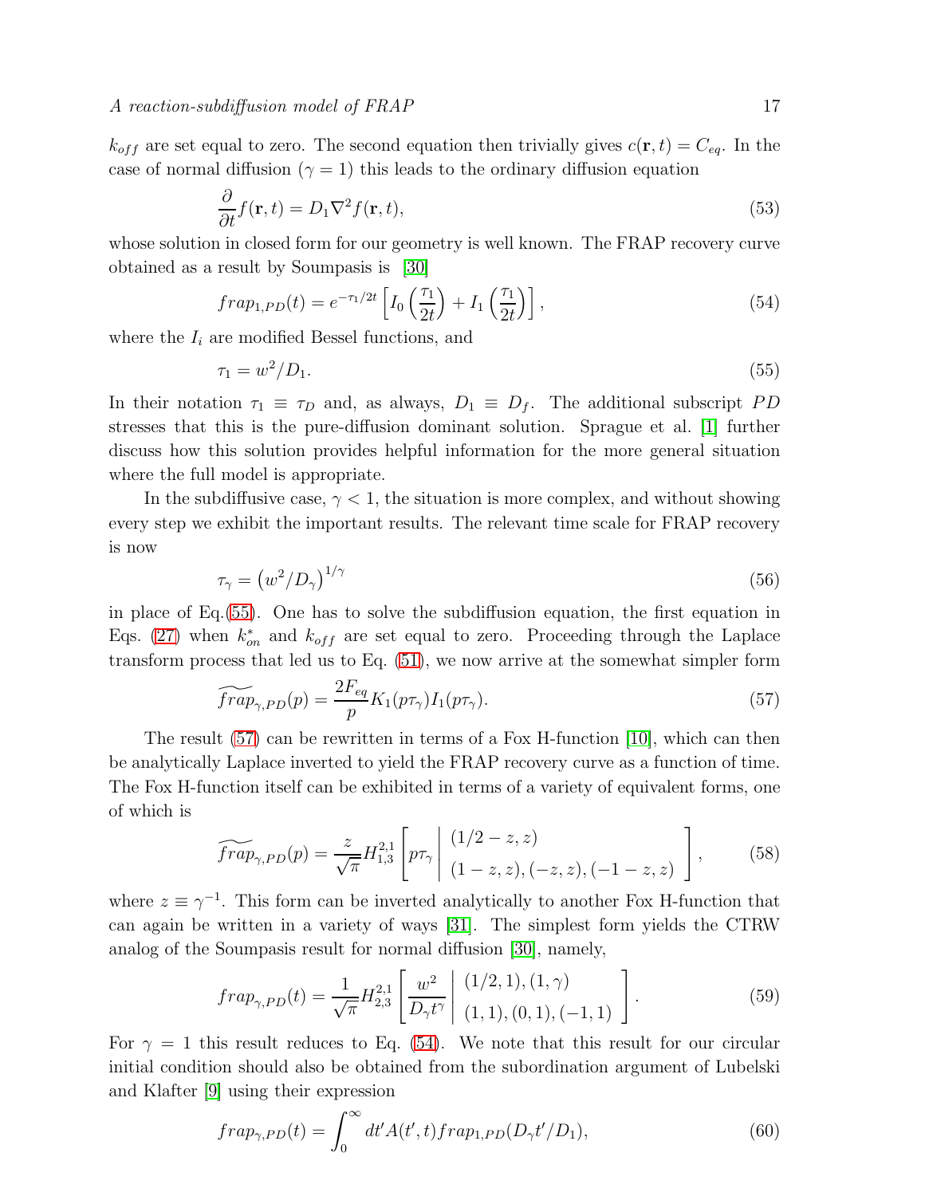$k_{off}$ are set equal to zero. The second equation then trivially gives $c(\mathbf{r},t) = C_{eq}$. In the case of normal diffusion ($\gamma = 1$) this leads to the ordinary diffusion equation

$$\frac{\partial}{\partial t} f(\mathbf{r},t) = D_1 \nabla^2 f(\mathbf{r},t), \tag{53}$$

whose solution in closed form for our geometry is well known. The FRAP recovery curve obtained as a result by Soumpasis is [30]

$$frap_{1,PD}(t) = e^{-\tau_1/2t} \left[ I_0\left(\frac{\tau_1}{2t}\right) + I_1\left(\frac{\tau_1}{2t}\right) \right], \tag{54}$$

where the $I_i$ are modified Bessel functions, and

$$\tau_1 = w^2/D_1. \tag{55}$$

In their notation $\tau_1 \equiv \tau_D$ and, as always, $D_1 \equiv D_f$. The additional subscript $PD$ stresses that this is the pure-diffusion dominant solution. Sprague et al. [1] further discuss how this solution provides helpful information for the more general situation where the full model is appropriate.

In the subdiffusive case, $\gamma < 1$, the situation is more complex, and without showing every step we exhibit the important results. The relevant time scale for FRAP recovery is now

$$\tau_\gamma = \left(w^2/D_\gamma\right)^{1/\gamma} \tag{56}$$

in place of Eq.(55). One has to solve the subdiffusion equation, the first equation in Eqs. (27) when $k^*_{on}$ and $k_{off}$ are set equal to zero. Proceeding through the Laplace transform process that led us to Eq. (51), we now arrive at the somewhat simpler form

$$\widetilde{frap}_{\gamma,PD}(p) = \frac{2F_{eq}}{p} K_1(p\tau_\gamma) I_1(p\tau_\gamma). \tag{57}$$

The result (57) can be rewritten in terms of a Fox H-function [10], which can then be analytically Laplace inverted to yield the FRAP recovery curve as a function of time. The Fox H-function itself can be exhibited in terms of a variety of equivalent forms, one of which is

$$\widetilde{frap}_{\gamma,PD}(p) = \frac{z}{\sqrt{\pi}} H^{2,1}_{1,3} \left[ p\tau_\gamma \,\middle|\, \begin{array}{l} (1/2 - z, z) \\ (1-z, z), (-z, z), (-1-z, z) \end{array} \right], \tag{58}$$

where $z \equiv \gamma^{-1}$. This form can be inverted analytically to another Fox H-function that can again be written in a variety of ways [31]. The simplest form yields the CTRW analog of the Soumpasis result for normal diffusion [30], namely,

$$frap_{\gamma,PD}(t) = \frac{1}{\sqrt{\pi}} H^{2,1}_{2,3} \left[ \frac{w^2}{D_\gamma t^\gamma} \,\middle|\, \begin{array}{l} (1/2, 1), (1, \gamma) \\ (1,1), (0,1), (-1,1) \end{array} \right]. \tag{59}$$

For $\gamma = 1$ this result reduces to Eq. (54). We note that this result for our circular initial condition should also be obtained from the subordination argument of Lubelski and Klafter [9] using their expression

$$frap_{\gamma,PD}(t) = \int_0^\infty dt' A(t', t) frap_{1,PD}(D_\gamma t'/D_1), \tag{60}$$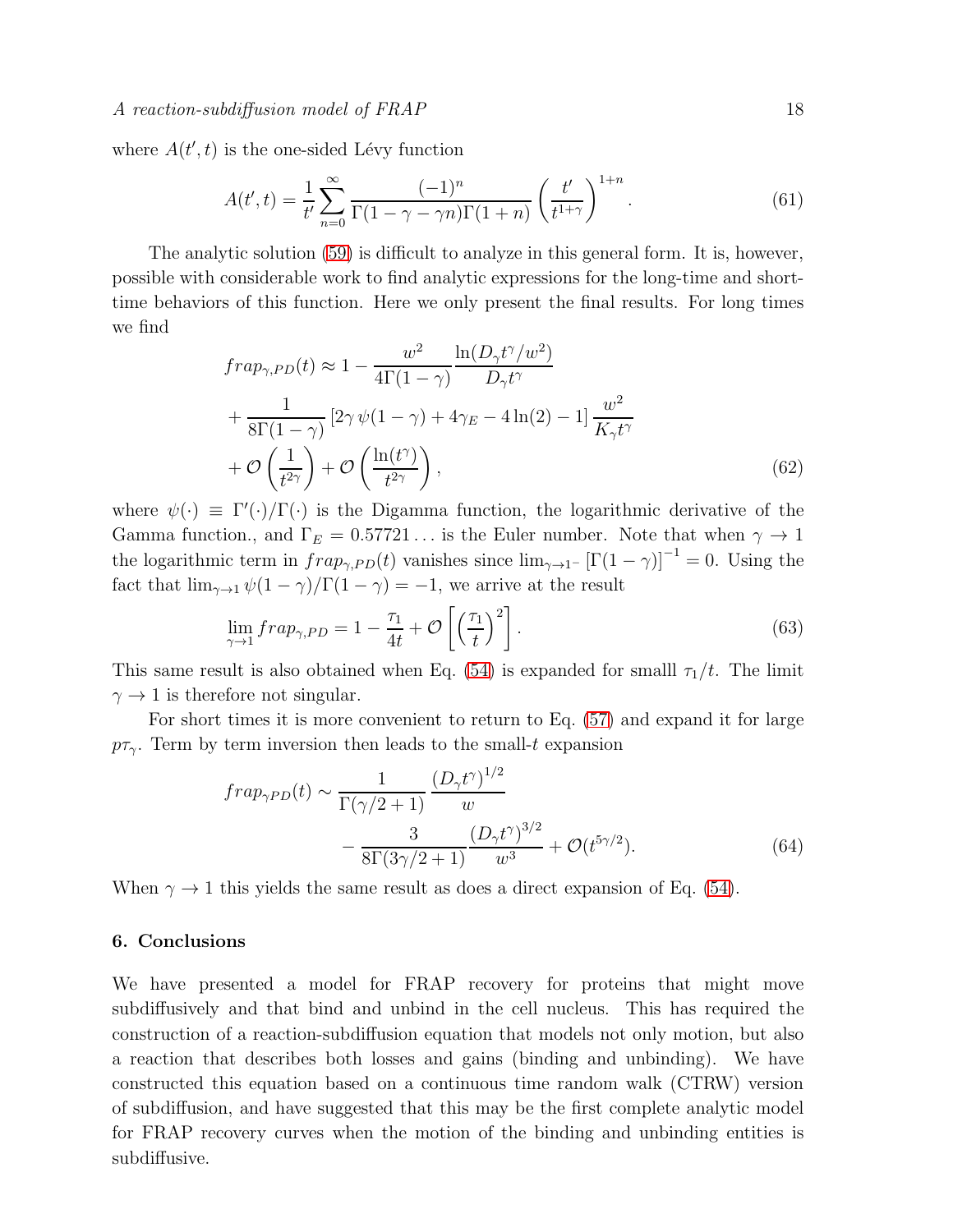where $A(t', t)$ is the one-sided Lévy function

$$A(t', t) = \frac{1}{t'} \sum_{n=0}^{\infty} \frac{(-1)^n}{\Gamma(1-\gamma-\gamma n)\Gamma(1+n)} \left(\frac{t'}{t^{1+\gamma}}\right)^{1+n}. \tag{61}$$

The analytic solution (59) is difficult to analyze in this general form. It is, however, possible with considerable work to find analytic expressions for the long-time and short-time behaviors of this function. Here we only present the final results. For long times we find

$$\begin{aligned} frap_{\gamma,PD}(t) &\approx 1 - \frac{w^2}{4\Gamma(1-\gamma)} \frac{\ln(D_\gamma t^\gamma / w^2)}{D_\gamma t^\gamma} \\ &+ \frac{1}{8\Gamma(1-\gamma)} \left[2\gamma\, \psi(1-\gamma) + 4\gamma_E - 4\ln(2) - 1\right] \frac{w^2}{K_\gamma t^\gamma} \\ &+ \mathcal{O}\left(\frac{1}{t^{2\gamma}}\right) + \mathcal{O}\left(\frac{\ln(t^\gamma)}{t^{2\gamma}}\right), \end{aligned} \tag{62}$$

where $\psi(\cdot) \equiv \Gamma'(\cdot)/\Gamma(\cdot)$ is the Digamma function, the logarithmic derivative of the Gamma function., and $\Gamma_E = 0.57721\ldots$ is the Euler number. Note that when $\gamma \to 1$ the logarithmic term in $frap_{\gamma,PD}(t)$ vanishes since $\lim_{\gamma\to 1^-} \left[\Gamma(1-\gamma)\right]^{-1} = 0$. Using the fact that $\lim_{\gamma\to 1} \psi(1-\gamma)/\Gamma(1-\gamma) = -1$, we arrive at the result

$$\lim_{\gamma\to 1} frap_{\gamma,PD} = 1 - \frac{\tau_1}{4t} + \mathcal{O}\left[\left(\frac{\tau_1}{t}\right)^2\right]. \tag{63}$$

This same result is also obtained when Eq. (54) is expanded for smalll $\tau_1/t$. The limit $\gamma \to 1$ is therefore not singular.

For short times it is more convenient to return to Eq. (57) and expand it for large $p\tau_\gamma$. Term by term inversion then leads to the small-$t$ expansion

$$\begin{aligned} frap_{\gamma PD}(t) \sim &\frac{1}{\Gamma(\gamma/2+1)} \frac{(D_\gamma t^\gamma)^{1/2}}{w} \\ &- \frac{3}{8\Gamma(3\gamma/2+1)} \frac{(D_\gamma t^\gamma)^{3/2}}{w^3} + \mathcal{O}(t^{5\gamma/2}). \end{aligned} \tag{64}$$

When $\gamma \to 1$ this yields the same result as does a direct expansion of Eq. (54).

## 6. Conclusions

We have presented a model for FRAP recovery for proteins that might move subdiffusively and that bind and unbind in the cell nucleus. This has required the construction of a reaction-subdiffusion equation that models not only motion, but also a reaction that describes both losses and gains (binding and unbinding). We have constructed this equation based on a continuous time random walk (CTRW) version of subdiffusion, and have suggested that this may be the first complete analytic model for FRAP recovery curves when the motion of the binding and unbinding entities is subdiffusive.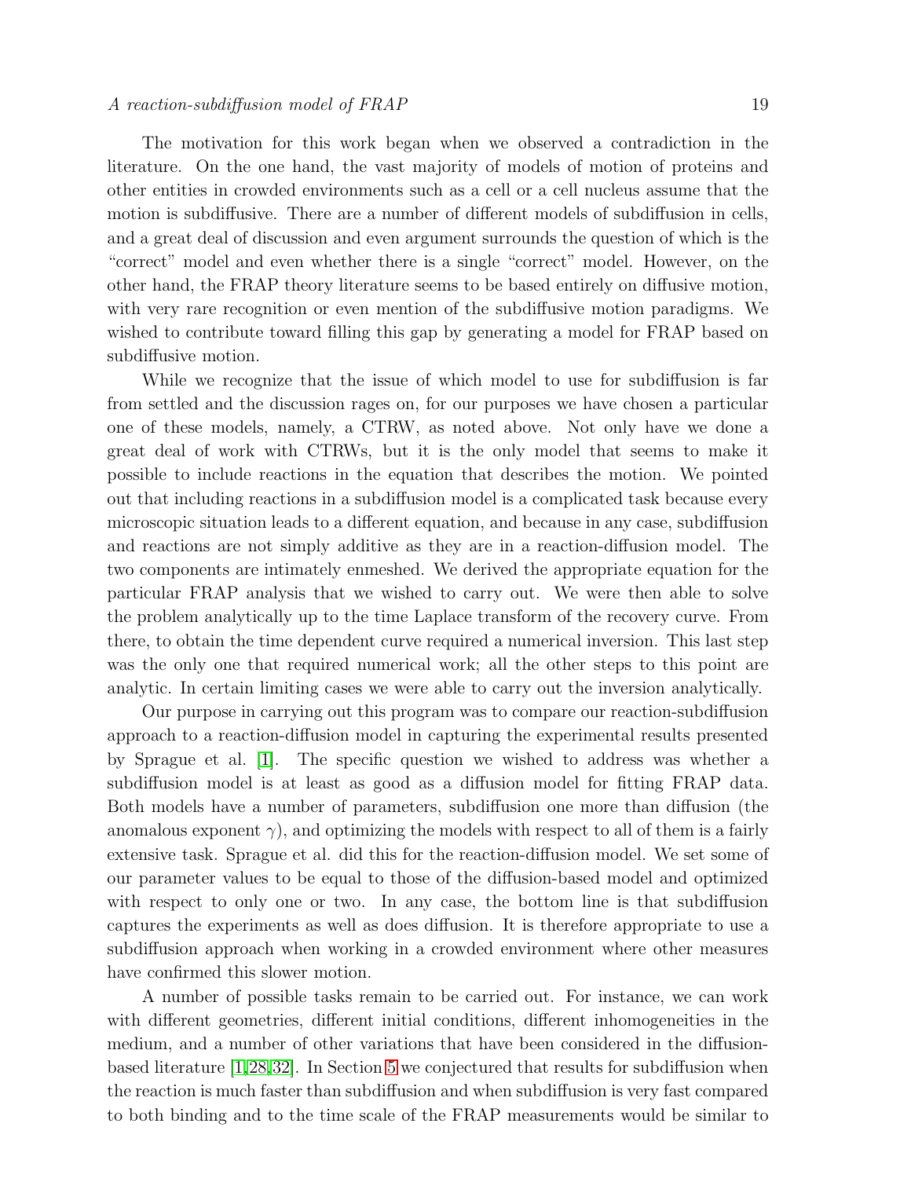The motivation for this work began when we observed a contradiction in the literature. On the one hand, the vast majority of models of motion of proteins and other entities in crowded environments such as a cell or a cell nucleus assume that the motion is subdiffusive. There are a number of different models of subdiffusion in cells, and a great deal of discussion and even argument surrounds the question of which is the "correct" model and even whether there is a single "correct" model. However, on the other hand, the FRAP theory literature seems to be based entirely on diffusive motion, with very rare recognition or even mention of the subdiffusive motion paradigms. We wished to contribute toward filling this gap by generating a model for FRAP based on subdiffusive motion.

While we recognize that the issue of which model to use for subdiffusion is far from settled and the discussion rages on, for our purposes we have chosen a particular one of these models, namely, a CTRW, as noted above. Not only have we done a great deal of work with CTRWs, but it is the only model that seems to make it possible to include reactions in the equation that describes the motion. We pointed out that including reactions in a subdiffusion model is a complicated task because every microscopic situation leads to a different equation, and because in any case, subdiffusion and reactions are not simply additive as they are in a reaction-diffusion model. The two components are intimately enmeshed. We derived the appropriate equation for the particular FRAP analysis that we wished to carry out. We were then able to solve the problem analytically up to the time Laplace transform of the recovery curve. From there, to obtain the time dependent curve required a numerical inversion. This last step was the only one that required numerical work; all the other steps to this point are analytic. In certain limiting cases we were able to carry out the inversion analytically.

Our purpose in carrying out this program was to compare our reaction-subdiffusion approach to a reaction-diffusion model in capturing the experimental results presented by Sprague et al. [1]. The specific question we wished to address was whether a subdiffusion model is at least as good as a diffusion model for fitting FRAP data. Both models have a number of parameters, subdiffusion one more than diffusion (the anomalous exponent $\gamma$), and optimizing the models with respect to all of them is a fairly extensive task. Sprague et al. did this for the reaction-diffusion model. We set some of our parameter values to be equal to those of the diffusion-based model and optimized with respect to only one or two. In any case, the bottom line is that subdiffusion captures the experiments as well as does diffusion. It is therefore appropriate to use a subdiffusion approach when working in a crowded environment where other measures have confirmed this slower motion.

A number of possible tasks remain to be carried out. For instance, we can work with different geometries, different initial conditions, different inhomogeneities in the medium, and a number of other variations that have been considered in the diffusion-based literature [1,28,32]. In Section 5 we conjectured that results for subdiffusion when the reaction is much faster than subdiffusion and when subdiffusion is very fast compared to both binding and to the time scale of the FRAP measurements would be similar to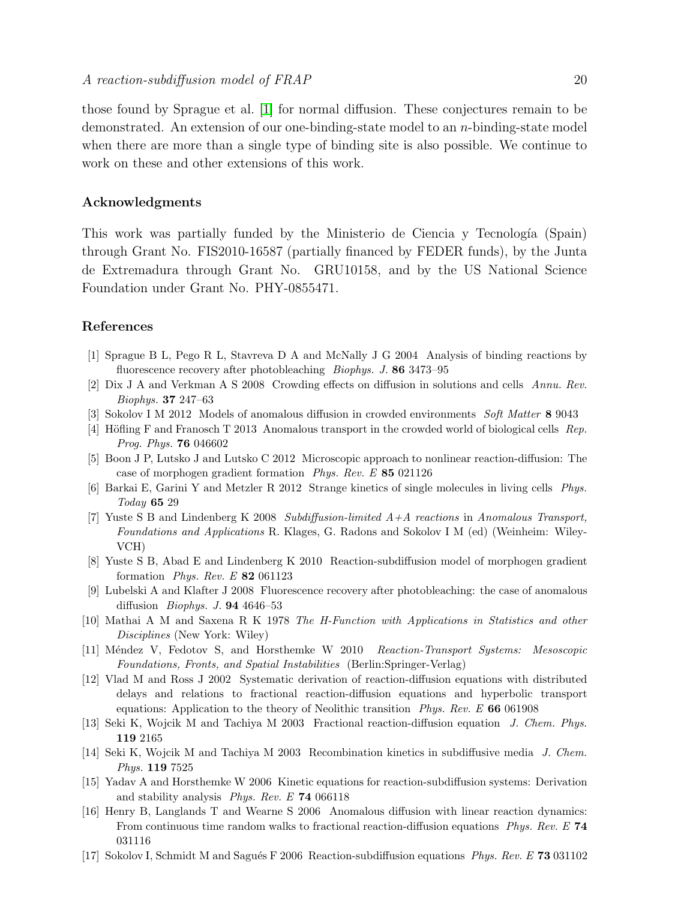those found by Sprague et al. [1] for normal diffusion. These conjectures remain to be demonstrated. An extension of our one-binding-state model to an $n$-binding-state model when there are more than a single type of binding site is also possible. We continue to work on these and other extensions of this work.

## Acknowledgments

This work was partially funded by the Ministerio de Ciencia y Tecnología (Spain) through Grant No. FIS2010-16587 (partially financed by FEDER funds), by the Junta de Extremadura through Grant No. GRU10158, and by the US National Science Foundation under Grant No. PHY-0855471.

## References

[1] Sprague B L, Pego R L, Stavreva D A and McNally J G 2004 Analysis of binding reactions by fluorescence recovery after photobleaching *Biophys. J.* **86** 3473–95

[2] Dix J A and Verkman A S 2008 Crowding effects on diffusion in solutions and cells *Annu. Rev. Biophys.* **37** 247–63

[3] Sokolov I M 2012 Models of anomalous diffusion in crowded environments *Soft Matter* **8** 9043

[4] Höfling F and Franosch T 2013 Anomalous transport in the crowded world of biological cells *Rep. Prog. Phys.* **76** 046602

[5] Boon J P, Lutsko J and Lutsko C 2012 Microscopic approach to nonlinear reaction-diffusion: The case of morphogen gradient formation *Phys. Rev. E* **85** 021126

[6] Barkai E, Garini Y and Metzler R 2012 Strange kinetics of single molecules in living cells *Phys. Today* **65** 29

[7] Yuste S B and Lindenberg K 2008 *Subdiffusion-limited A+A reactions* in *Anomalous Transport, Foundations and Applications* R. Klages, G. Radons and Sokolov I M (ed) (Weinheim: Wiley-VCH)

[8] Yuste S B, Abad E and Lindenberg K 2010 Reaction-subdiffusion model of morphogen gradient formation *Phys. Rev. E* **82** 061123

[9] Lubelski A and Klafter J 2008 Fluorescence recovery after photobleaching: the case of anomalous diffusion *Biophys. J.* **94** 4646–53

[10] Mathai A M and Saxena R K 1978 *The H-Function with Applications in Statistics and other Disciplines* (New York: Wiley)

[11] Méndez V, Fedotov S, and Horsthemke W 2010 *Reaction-Transport Systems: Mesoscopic Foundations, Fronts, and Spatial Instabilities* (Berlin:Springer-Verlag)

[12] Vlad M and Ross J 2002 Systematic derivation of reaction-diffusion equations with distributed delays and relations to fractional reaction-diffusion equations and hyperbolic transport equations: Application to the theory of Neolithic transition *Phys. Rev. E* **66** 061908

[13] Seki K, Wojcik M and Tachiya M 2003 Fractional reaction-diffusion equation *J. Chem. Phys.* **119** 2165

[14] Seki K, Wojcik M and Tachiya M 2003 Recombination kinetics in subdiffusive media *J. Chem. Phys.* **119** 7525

[15] Yadav A and Horsthemke W 2006 Kinetic equations for reaction-subdiffusion systems: Derivation and stability analysis *Phys. Rev. E* **74** 066118

[16] Henry B, Langlands T and Wearne S 2006 Anomalous diffusion with linear reaction dynamics: From continuous time random walks to fractional reaction-diffusion equations *Phys. Rev. E* **74** 031116

[17] Sokolov I, Schmidt M and Sagués F 2006 Reaction-subdiffusion equations *Phys. Rev. E* **73** 031102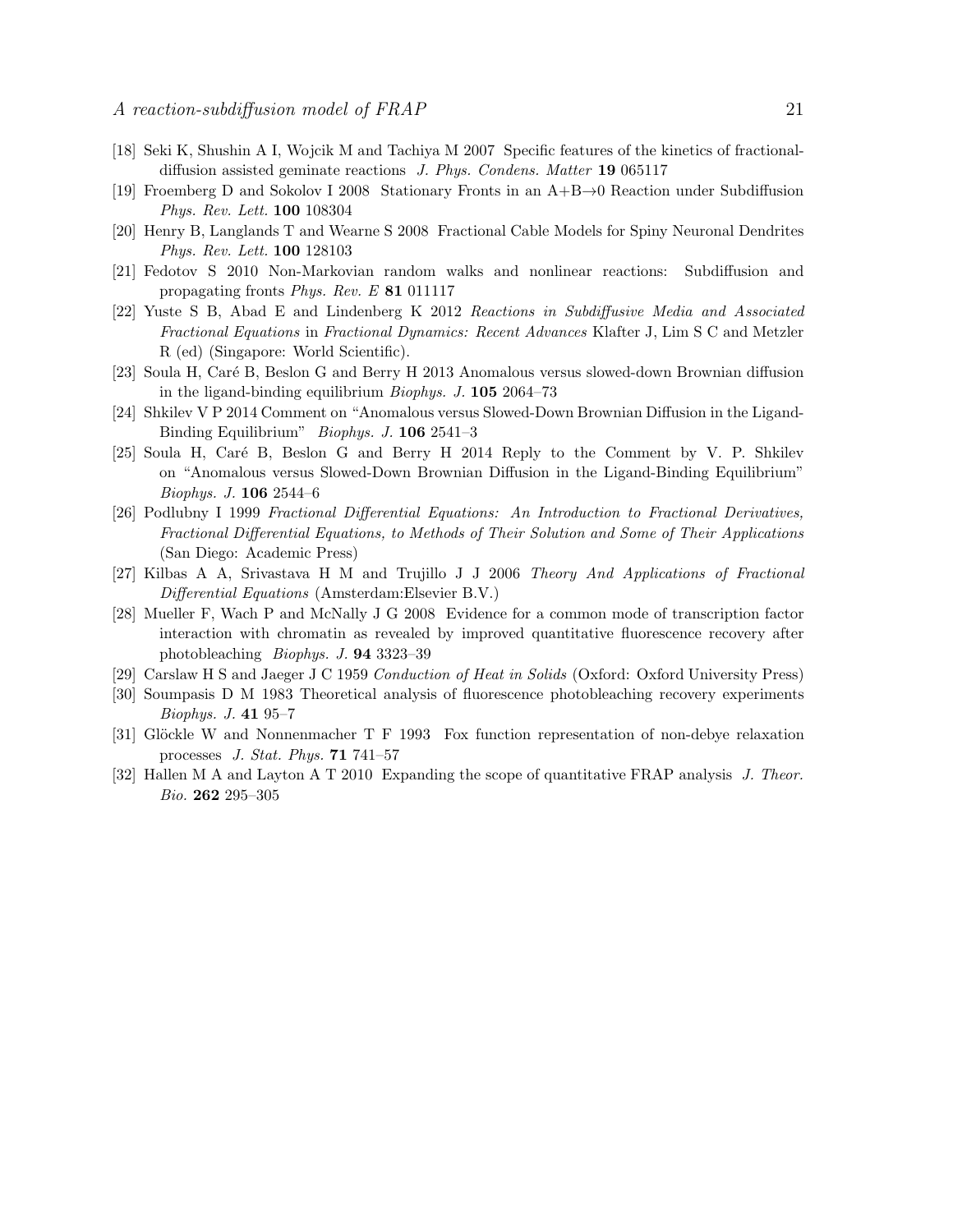[18] Seki K, Shushin A I, Wojcik M and Tachiya M 2007 Specific features of the kinetics of fractional-diffusion assisted geminate reactions *J. Phys. Condens. Matter* **19** 065117

[19] Froemberg D and Sokolov I 2008 Stationary Fronts in an A+B→0 Reaction under Subdiffusion *Phys. Rev. Lett.* **100** 108304

[20] Henry B, Langlands T and Wearne S 2008 Fractional Cable Models for Spiny Neuronal Dendrites *Phys. Rev. Lett.* **100** 128103

[21] Fedotov S 2010 Non-Markovian random walks and nonlinear reactions: Subdiffusion and propagating fronts *Phys. Rev. E* **81** 011117

[22] Yuste S B, Abad E and Lindenberg K 2012 *Reactions in Subdiffusive Media and Associated Fractional Equations* in *Fractional Dynamics: Recent Advances* Klafter J, Lim S C and Metzler R (ed) (Singapore: World Scientific).

[23] Soula H, Caré B, Beslon G and Berry H 2013 Anomalous versus slowed-down Brownian diffusion in the ligand-binding equilibrium *Biophys. J.* **105** 2064–73

[24] Shkilev V P 2014 Comment on "Anomalous versus Slowed-Down Brownian Diffusion in the Ligand-Binding Equilibrium" *Biophys. J.* **106** 2541–3

[25] Soula H, Caré B, Beslon G and Berry H 2014 Reply to the Comment by V. P. Shkilev on "Anomalous versus Slowed-Down Brownian Diffusion in the Ligand-Binding Equilibrium" *Biophys. J.* **106** 2544–6

[26] Podlubny I 1999 *Fractional Differential Equations: An Introduction to Fractional Derivatives, Fractional Differential Equations, to Methods of Their Solution and Some of Their Applications* (San Diego: Academic Press)

[27] Kilbas A A, Srivastava H M and Trujillo J J 2006 *Theory And Applications of Fractional Differential Equations* (Amsterdam:Elsevier B.V.)

[28] Mueller F, Wach P and McNally J G 2008 Evidence for a common mode of transcription factor interaction with chromatin as revealed by improved quantitative fluorescence recovery after photobleaching *Biophys. J.* **94** 3323–39

[29] Carslaw H S and Jaeger J C 1959 *Conduction of Heat in Solids* (Oxford: Oxford University Press)

[30] Soumpasis D M 1983 Theoretical analysis of fluorescence photobleaching recovery experiments *Biophys. J.* **41** 95–7

[31] Glöckle W and Nonnenmacher T F 1993 Fox function representation of non-debye relaxation processes *J. Stat. Phys.* **71** 741–57

[32] Hallen M A and Layton A T 2010 Expanding the scope of quantitative FRAP analysis *J. Theor. Bio.* **262** 295–305